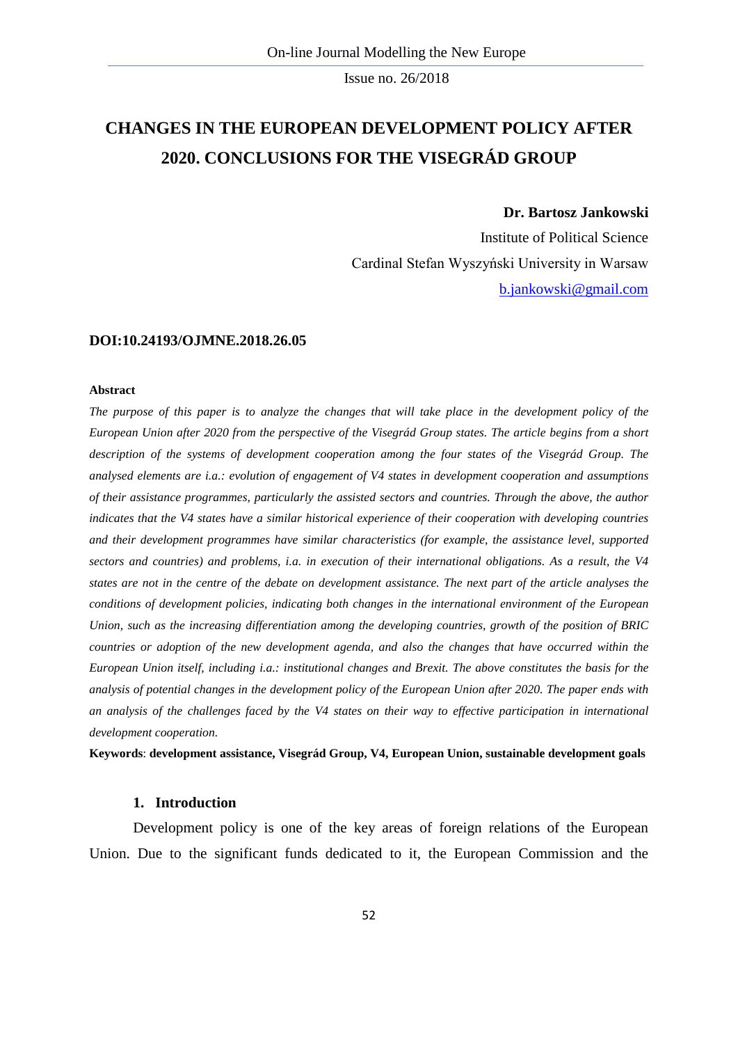# CHANGES IN THE EUROPEAN DEVELOPMENT POLICY AFTER 2020. CONCLUSIONS FOR THE VISEGRÁD GROUP

**Dr. Bartosz Jankowski**

Institute of Political Science

Cardinal Stefan Wyszyński University in Warsaw

b.jankowski@gmail.com

**DOI:10.24193/OJMNE.2018.26.05**

**Abstract**

*The purpose of this paper is to analyze the changes that will take place in the development policy of the European Union after 2020 from the perspective of the Visegrád Group states. The article begins from a short description of the systems of development cooperation among the four states of the Visegrád Group. The analysed elements are i.a.: evolution of engagement of V4 states in development cooperation and assumptions of their assistance programmes, particularly the assisted sectors and countries. Through the above, the author indicates that the V4 states have a similar historical experience of their cooperation with developing countries and their development programmes have similar characteristics (for example, the assistance level, supported sectors and countries) and problems, i.a. in execution of their international obligations. As a result, the V4 states are not in the centre of the debate on development assistance. The next part of the article analyses the conditions of development policies, indicating both changes in the international environment of the European Union, such as the increasing differentiation among the developing countries, growth of the position of BRIC countries or adoption of the new development agenda, and also the changes that have occurred within the European Union itself, including i.a.: institutional changes and Brexit. The above constitutes the basis for the analysis of potential changes in the development policy of the European Union after 2020. The paper ends with an analysis of the challenges faced by the V4 states on their way to effective participation in international development cooperation.*

**Keywords**: **development assistance, Visegrád Group, V4, European Union, sustainable development goals**

## 1. Introduction

Development policy is one of the key areas of foreign relations of the European Union. Due to the significant funds dedicated to it, the European Commission and the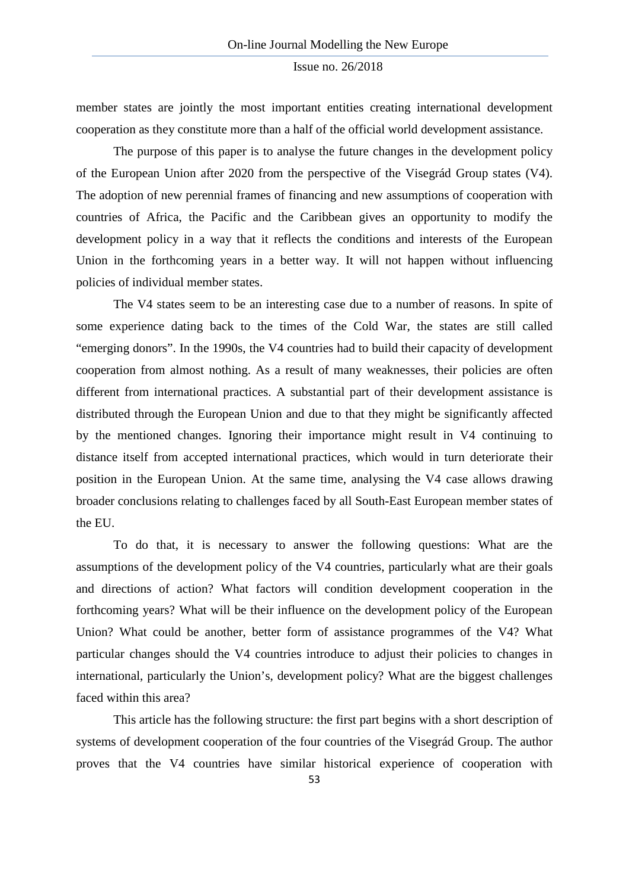member states are jointly the most important entities creating international development cooperation as they constitute more than a half of the official world development assistance.

The purpose of this paper is to analyse the future changes in the development policy of the European Union after 2020 from the perspective of the Visegrád Group states (V4). The adoption of new perennial frames of financing and new assumptions of cooperation with countries of Africa, the Pacific and the Caribbean gives an opportunity to modify the development policy in a way that it reflects the conditions and interests of the European Union in the forthcoming years in a better way. It will not happen without influencing policies of individual member states.

The V4 states seem to be an interesting case due to a number of reasons. In spite of some experience dating back to the times of the Cold War, the states are still called "emerging donors". In the 1990s, the V4 countries had to build their capacity of development cooperation from almost nothing. As a result of many weaknesses, their policies are often different from international practices. A substantial part of their development assistance is distributed through the European Union and due to that they might be significantly affected by the mentioned changes. Ignoring their importance might result in V4 continuing to distance itself from accepted international practices, which would in turn deteriorate their position in the European Union. At the same time, analysing the V4 case allows drawing broader conclusions relating to challenges faced by all South-East European member states of the EU.

To do that, it is necessary to answer the following questions: What are the assumptions of the development policy of the V4 countries, particularly what are their goals and directions of action? What factors will condition development cooperation in the forthcoming years? What will be their influence on the development policy of the European Union? What could be another, better form of assistance programmes of the V4? What particular changes should the V4 countries introduce to adjust their policies to changes in international, particularly the Union's, development policy? What are the biggest challenges faced within this area?

This article has the following structure: the first part begins with a short description of systems of development cooperation of the four countries of the Visegrád Group. The author proves that the V4 countries have similar historical experience of cooperation with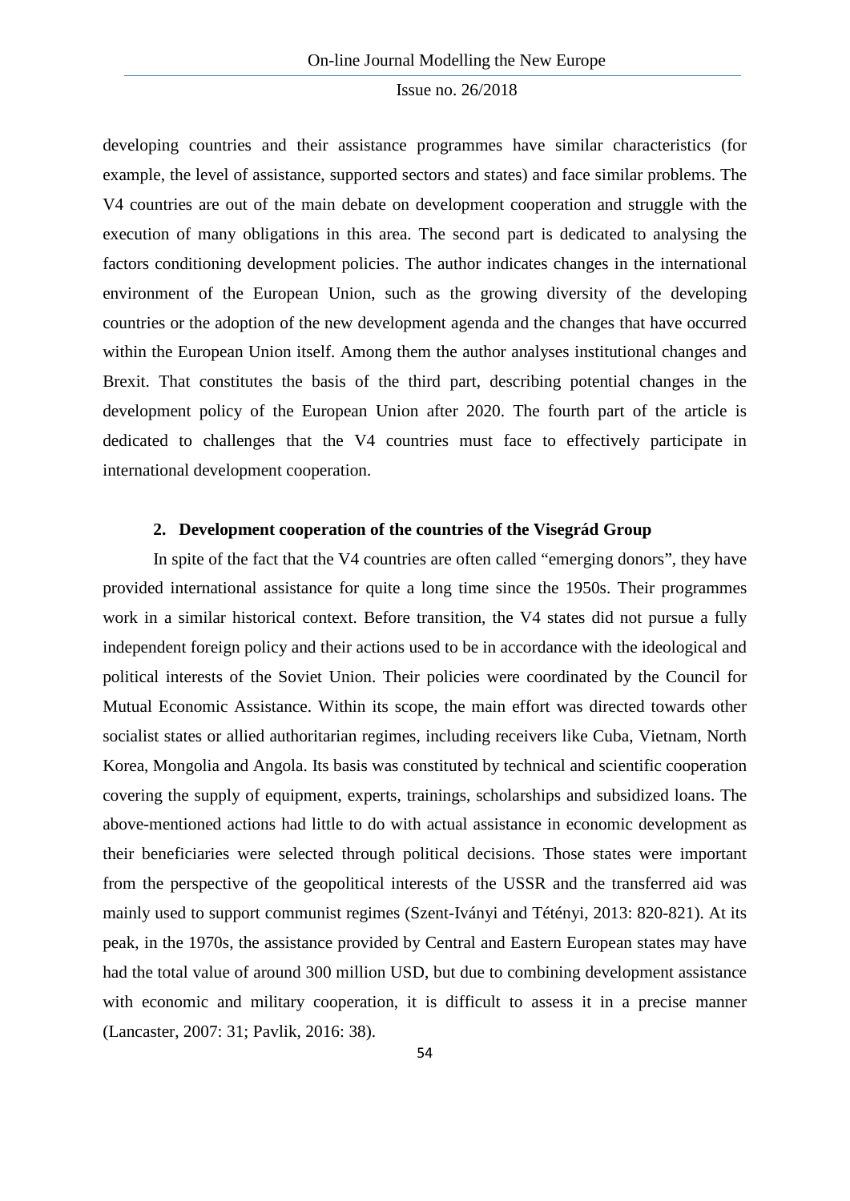developing countries and their assistance programmes have similar characteristics (for example, the level of assistance, supported sectors and states) and face similar problems. The V4 countries are out of the main debate on development cooperation and struggle with the execution of many obligations in this area. The second part is dedicated to analysing the factors conditioning development policies. The author indicates changes in the international environment of the European Union, such as the growing diversity of the developing countries or the adoption of the new development agenda and the changes that have occurred within the European Union itself. Among them the author analyses institutional changes and Brexit. That constitutes the basis of the third part, describing potential changes in the development policy of the European Union after 2020. The fourth part of the article is dedicated to challenges that the V4 countries must face to effectively participate in international development cooperation.

## 2. Development cooperation of the countries of the Visegrád Group

In spite of the fact that the V4 countries are often called "emerging donors", they have provided international assistance for quite a long time since the 1950s. Their programmes work in a similar historical context. Before transition, the V4 states did not pursue a fully independent foreign policy and their actions used to be in accordance with the ideological and political interests of the Soviet Union. Their policies were coordinated by the Council for Mutual Economic Assistance. Within its scope, the main effort was directed towards other socialist states or allied authoritarian regimes, including receivers like Cuba, Vietnam, North Korea, Mongolia and Angola. Its basis was constituted by technical and scientific cooperation covering the supply of equipment, experts, trainings, scholarships and subsidized loans. The above-mentioned actions had little to do with actual assistance in economic development as their beneficiaries were selected through political decisions. Those states were important from the perspective of the geopolitical interests of the USSR and the transferred aid was mainly used to support communist regimes (Szent-Iványi and Tétényi, 2013: 820-821). At its peak, in the 1970s, the assistance provided by Central and Eastern European states may have had the total value of around 300 million USD, but due to combining development assistance with economic and military cooperation, it is difficult to assess it in a precise manner (Lancaster, 2007: 31; Pavlik, 2016: 38).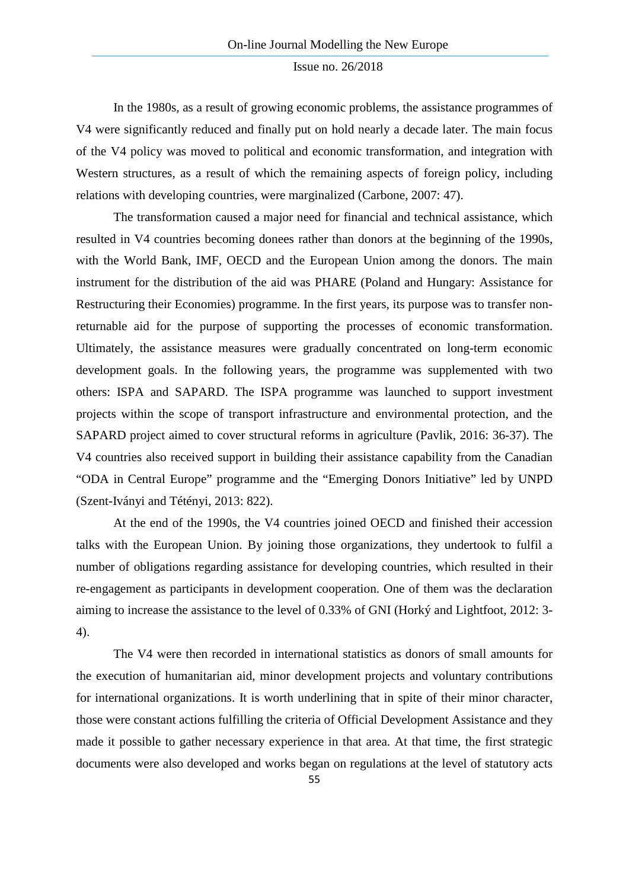In the 1980s, as a result of growing economic problems, the assistance programmes of V4 were significantly reduced and finally put on hold nearly a decade later. The main focus of the V4 policy was moved to political and economic transformation, and integration with Western structures, as a result of which the remaining aspects of foreign policy, including relations with developing countries, were marginalized (Carbone, 2007: 47).

The transformation caused a major need for financial and technical assistance, which resulted in V4 countries becoming donees rather than donors at the beginning of the 1990s, with the World Bank, IMF, OECD and the European Union among the donors. The main instrument for the distribution of the aid was PHARE (Poland and Hungary: Assistance for Restructuring their Economies) programme. In the first years, its purpose was to transfer non-returnable aid for the purpose of supporting the processes of economic transformation. Ultimately, the assistance measures were gradually concentrated on long-term economic development goals. In the following years, the programme was supplemented with two others: ISPA and SAPARD. The ISPA programme was launched to support investment projects within the scope of transport infrastructure and environmental protection, and the SAPARD project aimed to cover structural reforms in agriculture (Pavlik, 2016: 36-37). The V4 countries also received support in building their assistance capability from the Canadian "ODA in Central Europe" programme and the "Emerging Donors Initiative" led by UNPD (Szent-Iványi and Tétényi, 2013: 822).

At the end of the 1990s, the V4 countries joined OECD and finished their accession talks with the European Union. By joining those organizations, they undertook to fulfil a number of obligations regarding assistance for developing countries, which resulted in their re-engagement as participants in development cooperation. One of them was the declaration aiming to increase the assistance to the level of 0.33% of GNI (Horký and Lightfoot, 2012: 3-4).

The V4 were then recorded in international statistics as donors of small amounts for the execution of humanitarian aid, minor development projects and voluntary contributions for international organizations. It is worth underlining that in spite of their minor character, those were constant actions fulfilling the criteria of Official Development Assistance and they made it possible to gather necessary experience in that area. At that time, the first strategic documents were also developed and works began on regulations at the level of statutory acts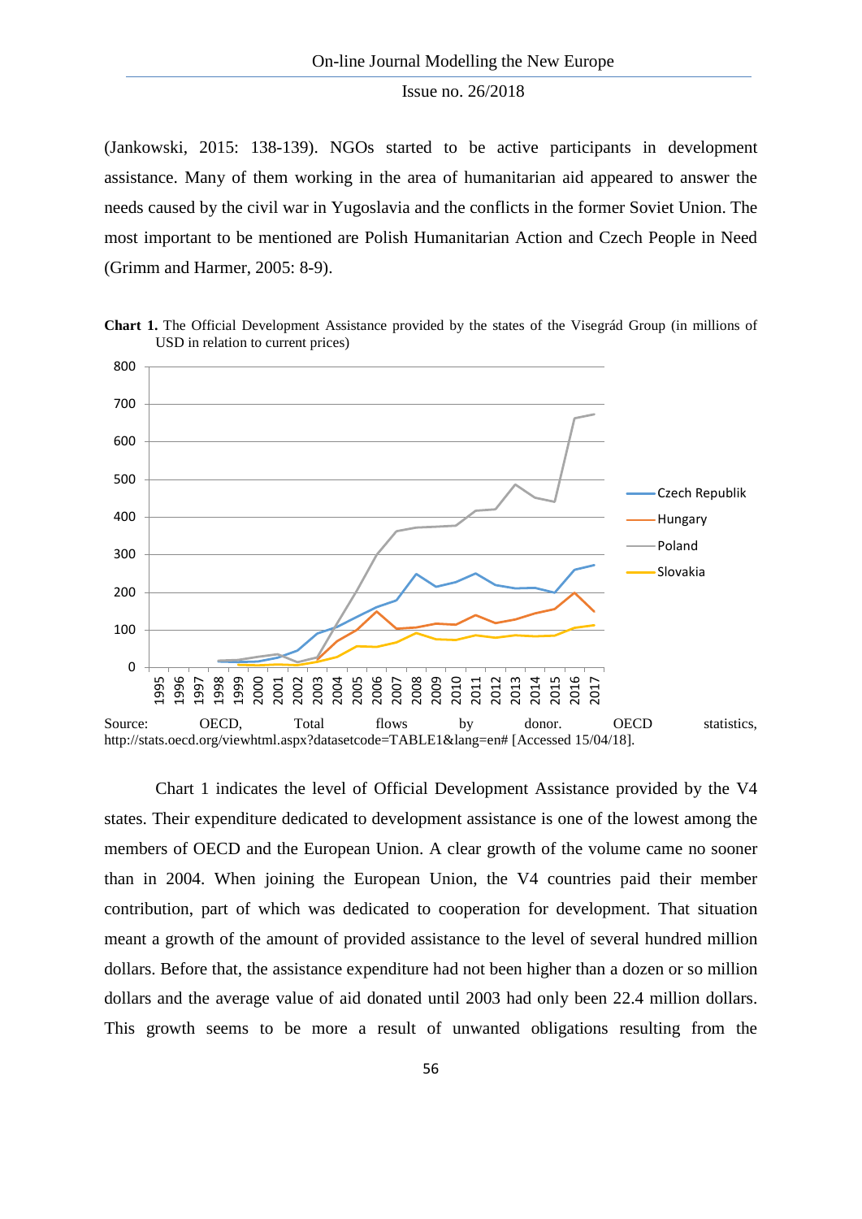(Jankowski, 2015: 138-139). NGOs started to be active participants in development assistance. Many of them working in the area of humanitarian aid appeared to answer the needs caused by the civil war in Yugoslavia and the conflicts in the former Soviet Union. The most important to be mentioned are Polish Humanitarian Action and Czech People in Need (Grimm and Harmer, 2005: 8-9).

**Chart 1.** The Official Development Assistance provided by the states of the Visegrád Group (in millions of USD in relation to current prices)

Source: OECD, Total flows by donor. OECD statistics, http://stats.oecd.org/viewhtml.aspx?datasetcode=TABLE1&lang=en# [Accessed 15/04/18].

Chart 1 indicates the level of Official Development Assistance provided by the V4 states. Their expenditure dedicated to development assistance is one of the lowest among the members of OECD and the European Union. A clear growth of the volume came no sooner than in 2004. When joining the European Union, the V4 countries paid their member contribution, part of which was dedicated to cooperation for development. That situation meant a growth of the amount of provided assistance to the level of several hundred million dollars. Before that, the assistance expenditure had not been higher than a dozen or so million dollars and the average value of aid donated until 2003 had only been 22.4 million dollars. This growth seems to be more a result of unwanted obligations resulting from the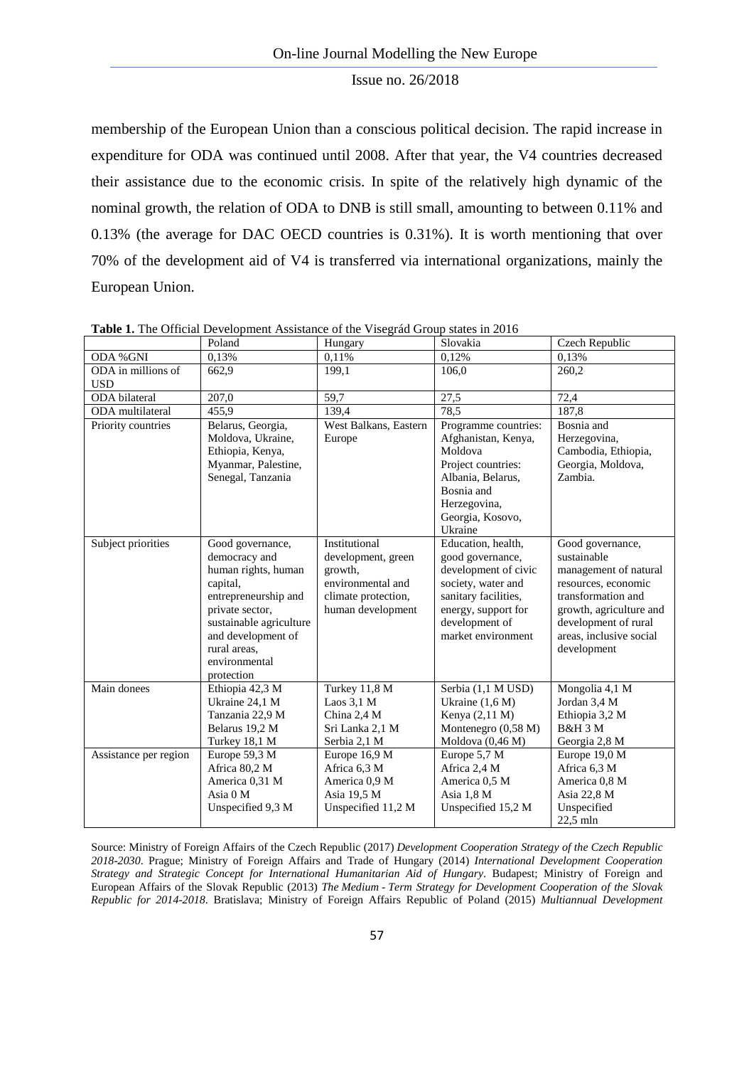membership of the European Union than a conscious political decision. The rapid increase in expenditure for ODA was continued until 2008. After that year, the V4 countries decreased their assistance due to the economic crisis. In spite of the relatively high dynamic of the nominal growth, the relation of ODA to DNB is still small, amounting to between 0.11% and 0.13% (the average for DAC OECD countries is 0.31%). It is worth mentioning that over 70% of the development aid of V4 is transferred via international organizations, mainly the European Union.

**Table 1.** The Official Development Assistance of the Visegrád Group states in 2016

| | Poland | Hungary | Slovakia | Czech Republic |
|---|---|---|---|---|
| ODA %GNI | 0,13% | 0,11% | 0,12% | 0,13% |
| ODA in millions of USD | 662,9 | 199,1 | 106,0 | 260,2 |
| ODA bilateral | 207,0 | 59,7 | 27,5 | 72,4 |
| ODA multilateral | 455,9 | 139,4 | 78,5 | 187,8 |
| Priority countries | Belarus, Georgia, Moldova, Ukraine, Ethiopia, Kenya, Myanmar, Palestine, Senegal, Tanzania | West Balkans, Eastern Europe | Programme countries: Afghanistan, Kenya, Moldova Project countries: Albania, Belarus, Bosnia and Herzegovina, Georgia, Kosovo, Ukraine | Bosnia and Herzegovina, Cambodia, Ethiopia, Georgia, Moldova, Zambia. |
| Subject priorities | Good governance, democracy and human rights, human capital, entrepreneurship and private sector, sustainable agriculture and development of rural areas, environmental protection | Institutional development, green growth, environmental and climate protection, human development | Education, health, good governance, development of civic society, water and sanitary facilities, energy, support for development of market environment | Good governance, sustainable management of natural resources, economic transformation and growth, agriculture and development of rural areas, inclusive social development |
| Main donees | Ethiopia 42,3 M<br>Ukraine 24,1 M<br>Tanzania 22,9 M<br>Belarus 19,2 M<br>Turkey 18,1 M | Turkey 11,8 M<br>Laos 3,1 M<br>China 2,4 M<br>Sri Lanka 2,1 M<br>Serbia 2,1 M | Serbia (1,1 M USD)<br>Ukraine (1,6 M)<br>Kenya (2,11 M)<br>Montenegro (0,58 M)<br>Moldova (0,46 M) | Mongolia 4,1 M<br>Jordan 3,4 M<br>Ethiopia 3,2 M<br>B&H 3 M<br>Georgia 2,8 M |
| Assistance per region | Europe 59,3 M<br>Africa 80,2 M<br>America 0,31 M<br>Asia 0 M<br>Unspecified 9,3 M | Europe 16,9 M<br>Africa 6,3 M<br>America 0,9 M<br>Asia 19,5 M<br>Unspecified 11,2 M | Europe 5,7 M<br>Africa 2,4 M<br>America 0,5 M<br>Asia 1,8 M<br>Unspecified 15,2 M | Europe 19,0 M<br>Africa 6,3 M<br>America 0,8 M<br>Asia 22,8 M<br>Unspecified 22,5 mln |

Source: Ministry of Foreign Affairs of the Czech Republic (2017) *Development Cooperation Strategy of the Czech Republic 2018-2030*. Prague; Ministry of Foreign Affairs and Trade of Hungary (2014) *International Development Cooperation Strategy and Strategic Concept for International Humanitarian Aid of Hungary*. Budapest; Ministry of Foreign and European Affairs of the Slovak Republic (2013) *The Medium - Term Strategy for Development Cooperation of the Slovak Republic for 2014-2018*. Bratislava; Ministry of Foreign Affairs Republic of Poland (2015) *Multiannual Development*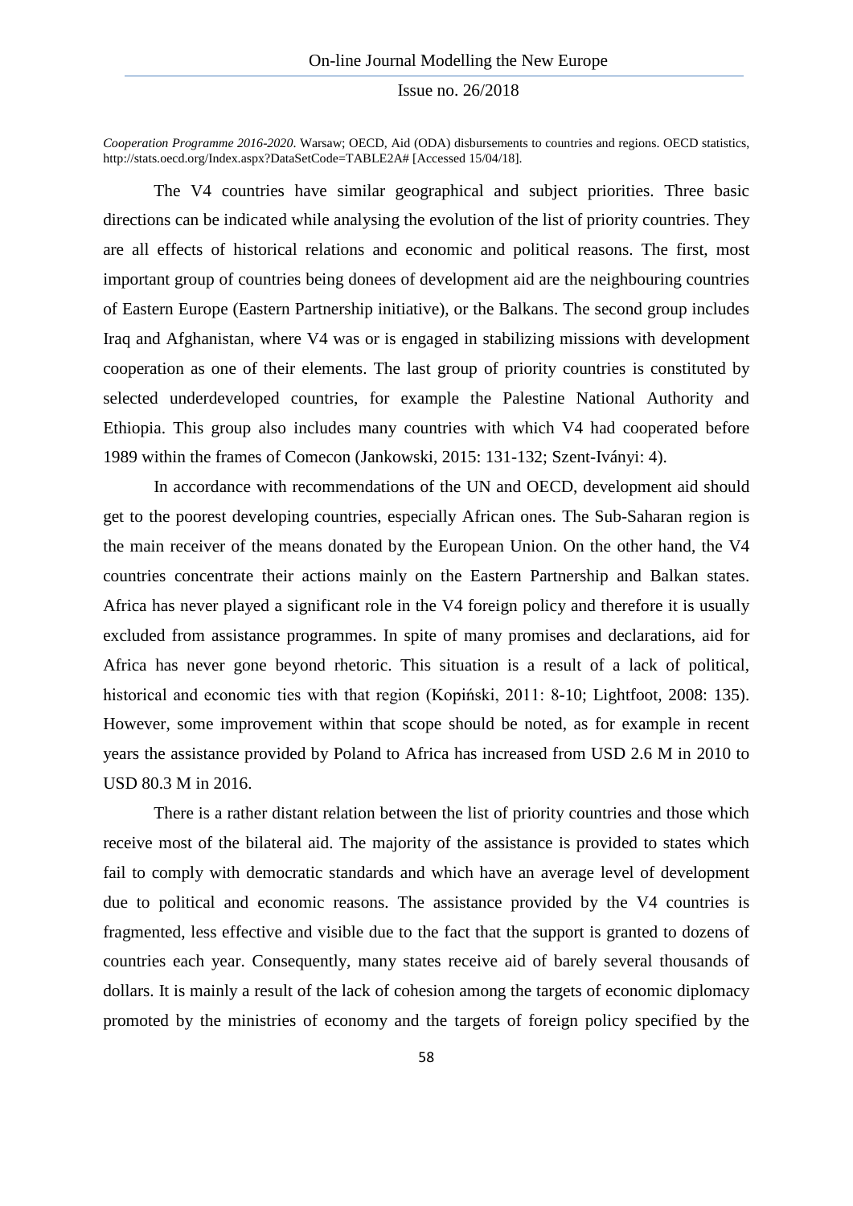*Cooperation Programme 2016-2020*. Warsaw; OECD, Aid (ODA) disbursements to countries and regions. OECD statistics, http://stats.oecd.org/Index.aspx?DataSetCode=TABLE2A# [Accessed 15/04/18].

The V4 countries have similar geographical and subject priorities. Three basic directions can be indicated while analysing the evolution of the list of priority countries. They are all effects of historical relations and economic and political reasons. The first, most important group of countries being donees of development aid are the neighbouring countries of Eastern Europe (Eastern Partnership initiative), or the Balkans. The second group includes Iraq and Afghanistan, where V4 was or is engaged in stabilizing missions with development cooperation as one of their elements. The last group of priority countries is constituted by selected underdeveloped countries, for example the Palestine National Authority and Ethiopia. This group also includes many countries with which V4 had cooperated before 1989 within the frames of Comecon (Jankowski, 2015: 131-132; Szent-Iványi: 4).

In accordance with recommendations of the UN and OECD, development aid should get to the poorest developing countries, especially African ones. The Sub-Saharan region is the main receiver of the means donated by the European Union. On the other hand, the V4 countries concentrate their actions mainly on the Eastern Partnership and Balkan states. Africa has never played a significant role in the V4 foreign policy and therefore it is usually excluded from assistance programmes. In spite of many promises and declarations, aid for Africa has never gone beyond rhetoric. This situation is a result of a lack of political, historical and economic ties with that region (Kopiński, 2011: 8-10; Lightfoot, 2008: 135). However, some improvement within that scope should be noted, as for example in recent years the assistance provided by Poland to Africa has increased from USD 2.6 M in 2010 to USD 80.3 M in 2016.

There is a rather distant relation between the list of priority countries and those which receive most of the bilateral aid. The majority of the assistance is provided to states which fail to comply with democratic standards and which have an average level of development due to political and economic reasons. The assistance provided by the V4 countries is fragmented, less effective and visible due to the fact that the support is granted to dozens of countries each year. Consequently, many states receive aid of barely several thousands of dollars. It is mainly a result of the lack of cohesion among the targets of economic diplomacy promoted by the ministries of economy and the targets of foreign policy specified by the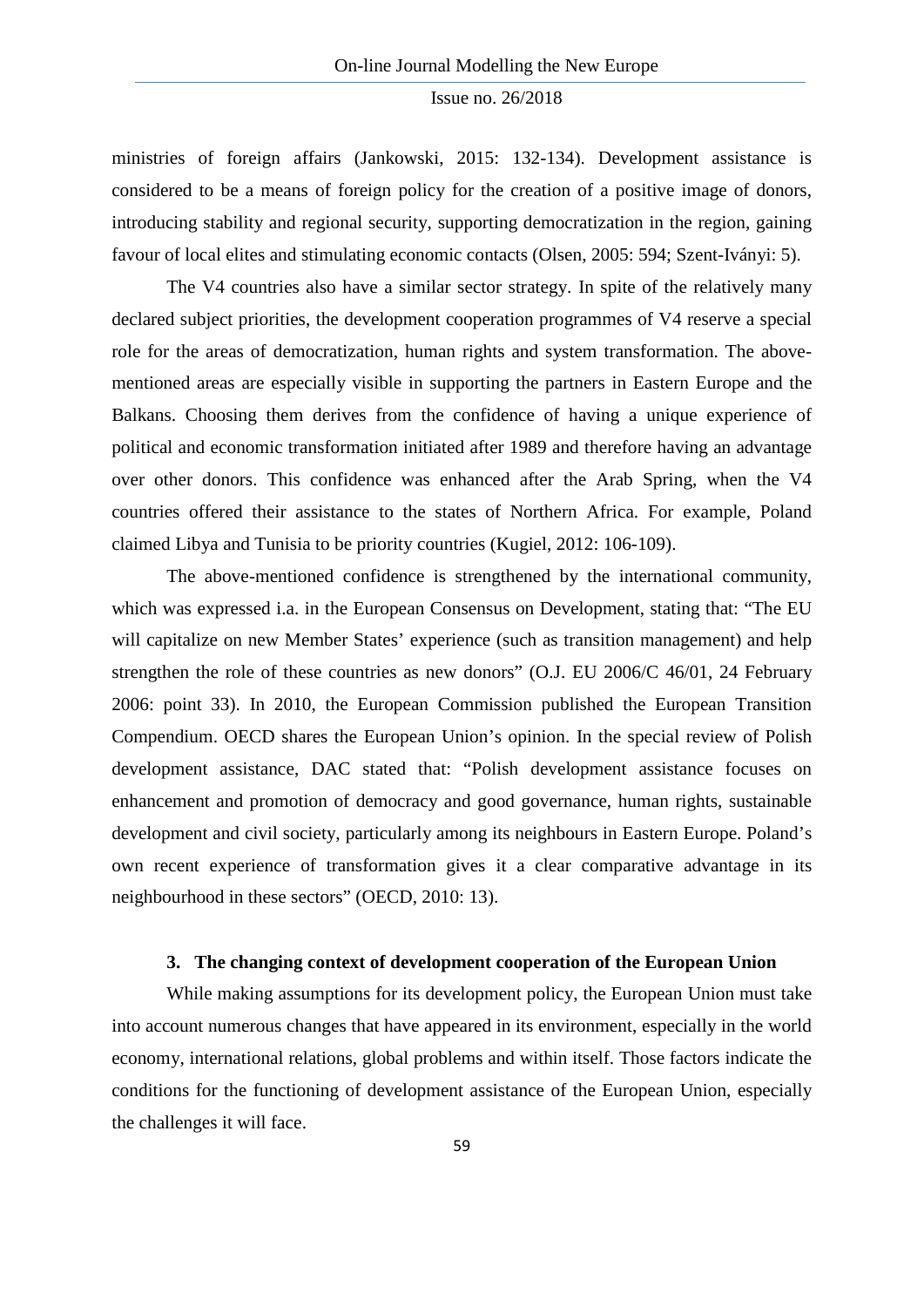ministries of foreign affairs (Jankowski, 2015: 132-134). Development assistance is considered to be a means of foreign policy for the creation of a positive image of donors, introducing stability and regional security, supporting democratization in the region, gaining favour of local elites and stimulating economic contacts (Olsen, 2005: 594; Szent-Iványi: 5).

The V4 countries also have a similar sector strategy. In spite of the relatively many declared subject priorities, the development cooperation programmes of V4 reserve a special role for the areas of democratization, human rights and system transformation. The above-mentioned areas are especially visible in supporting the partners in Eastern Europe and the Balkans. Choosing them derives from the confidence of having a unique experience of political and economic transformation initiated after 1989 and therefore having an advantage over other donors. This confidence was enhanced after the Arab Spring, when the V4 countries offered their assistance to the states of Northern Africa. For example, Poland claimed Libya and Tunisia to be priority countries (Kugiel, 2012: 106-109).

The above-mentioned confidence is strengthened by the international community, which was expressed i.a. in the European Consensus on Development, stating that: "The EU will capitalize on new Member States' experience (such as transition management) and help strengthen the role of these countries as new donors" (O.J. EU 2006/C 46/01, 24 February 2006: point 33). In 2010, the European Commission published the European Transition Compendium. OECD shares the European Union's opinion. In the special review of Polish development assistance, DAC stated that: "Polish development assistance focuses on enhancement and promotion of democracy and good governance, human rights, sustainable development and civil society, particularly among its neighbours in Eastern Europe. Poland's own recent experience of transformation gives it a clear comparative advantage in its neighbourhood in these sectors" (OECD, 2010: 13).

## 3. The changing context of development cooperation of the European Union

While making assumptions for its development policy, the European Union must take into account numerous changes that have appeared in its environment, especially in the world economy, international relations, global problems and within itself. Those factors indicate the conditions for the functioning of development assistance of the European Union, especially the challenges it will face.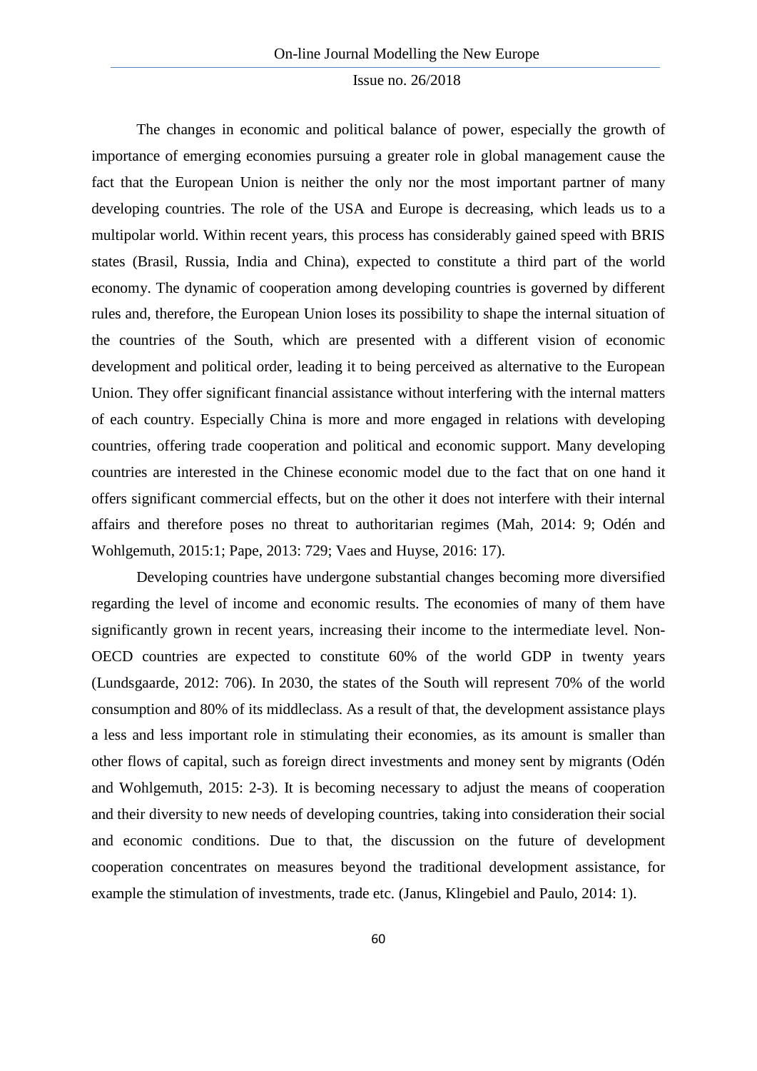The changes in economic and political balance of power, especially the growth of importance of emerging economies pursuing a greater role in global management cause the fact that the European Union is neither the only nor the most important partner of many developing countries. The role of the USA and Europe is decreasing, which leads us to a multipolar world. Within recent years, this process has considerably gained speed with BRIS states (Brasil, Russia, India and China), expected to constitute a third part of the world economy. The dynamic of cooperation among developing countries is governed by different rules and, therefore, the European Union loses its possibility to shape the internal situation of the countries of the South, which are presented with a different vision of economic development and political order, leading it to being perceived as alternative to the European Union. They offer significant financial assistance without interfering with the internal matters of each country. Especially China is more and more engaged in relations with developing countries, offering trade cooperation and political and economic support. Many developing countries are interested in the Chinese economic model due to the fact that on one hand it offers significant commercial effects, but on the other it does not interfere with their internal affairs and therefore poses no threat to authoritarian regimes (Mah, 2014: 9; Odén and Wohlgemuth, 2015:1; Pape, 2013: 729; Vaes and Huyse, 2016: 17).

Developing countries have undergone substantial changes becoming more diversified regarding the level of income and economic results. The economies of many of them have significantly grown in recent years, increasing their income to the intermediate level. Non-OECD countries are expected to constitute 60% of the world GDP in twenty years (Lundsgaarde, 2012: 706). In 2030, the states of the South will represent 70% of the world consumption and 80% of its middleclass. As a result of that, the development assistance plays a less and less important role in stimulating their economies, as its amount is smaller than other flows of capital, such as foreign direct investments and money sent by migrants (Odén and Wohlgemuth, 2015: 2-3). It is becoming necessary to adjust the means of cooperation and their diversity to new needs of developing countries, taking into consideration their social and economic conditions. Due to that, the discussion on the future of development cooperation concentrates on measures beyond the traditional development assistance, for example the stimulation of investments, trade etc. (Janus, Klingebiel and Paulo, 2014: 1).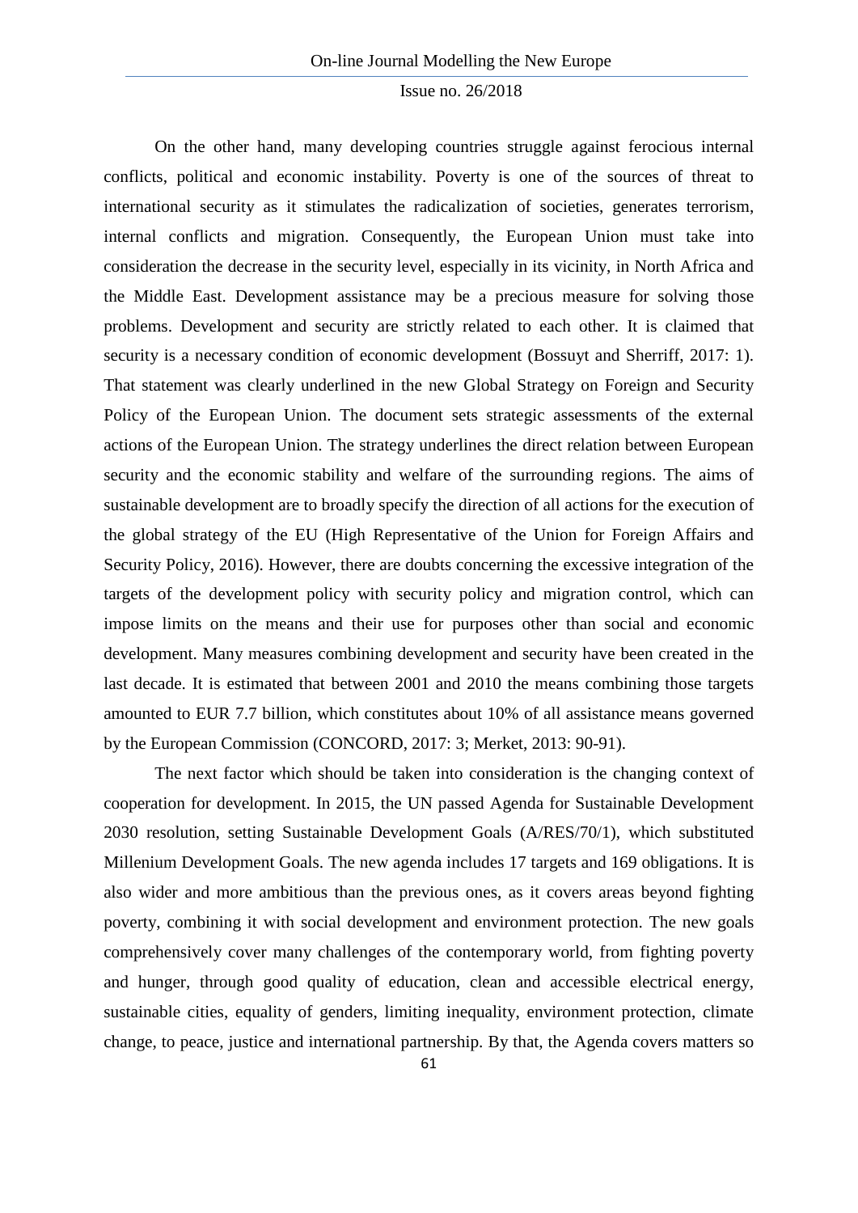On the other hand, many developing countries struggle against ferocious internal conflicts, political and economic instability. Poverty is one of the sources of threat to international security as it stimulates the radicalization of societies, generates terrorism, internal conflicts and migration. Consequently, the European Union must take into consideration the decrease in the security level, especially in its vicinity, in North Africa and the Middle East. Development assistance may be a precious measure for solving those problems. Development and security are strictly related to each other. It is claimed that security is a necessary condition of economic development (Bossuyt and Sherriff, 2017: 1). That statement was clearly underlined in the new Global Strategy on Foreign and Security Policy of the European Union. The document sets strategic assessments of the external actions of the European Union. The strategy underlines the direct relation between European security and the economic stability and welfare of the surrounding regions. The aims of sustainable development are to broadly specify the direction of all actions for the execution of the global strategy of the EU (High Representative of the Union for Foreign Affairs and Security Policy, 2016). However, there are doubts concerning the excessive integration of the targets of the development policy with security policy and migration control, which can impose limits on the means and their use for purposes other than social and economic development. Many measures combining development and security have been created in the last decade. It is estimated that between 2001 and 2010 the means combining those targets amounted to EUR 7.7 billion, which constitutes about 10% of all assistance means governed by the European Commission (CONCORD, 2017: 3; Merket, 2013: 90-91).

The next factor which should be taken into consideration is the changing context of cooperation for development. In 2015, the UN passed Agenda for Sustainable Development 2030 resolution, setting Sustainable Development Goals (A/RES/70/1), which substituted Millenium Development Goals. The new agenda includes 17 targets and 169 obligations. It is also wider and more ambitious than the previous ones, as it covers areas beyond fighting poverty, combining it with social development and environment protection. The new goals comprehensively cover many challenges of the contemporary world, from fighting poverty and hunger, through good quality of education, clean and accessible electrical energy, sustainable cities, equality of genders, limiting inequality, environment protection, climate change, to peace, justice and international partnership. By that, the Agenda covers matters so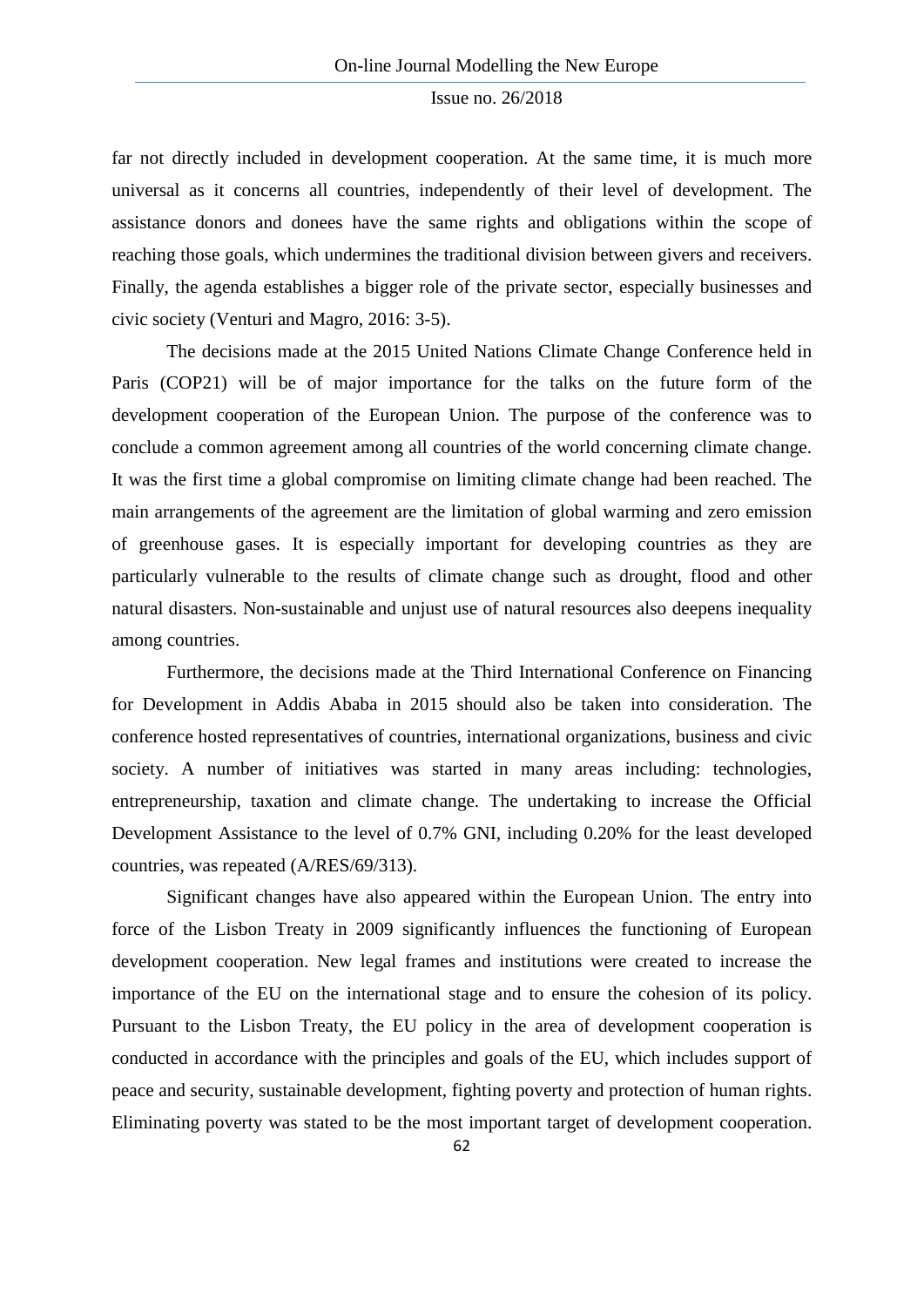far not directly included in development cooperation. At the same time, it is much more universal as it concerns all countries, independently of their level of development. The assistance donors and donees have the same rights and obligations within the scope of reaching those goals, which undermines the traditional division between givers and receivers. Finally, the agenda establishes a bigger role of the private sector, especially businesses and civic society (Venturi and Magro, 2016: 3-5).

The decisions made at the 2015 United Nations Climate Change Conference held in Paris (COP21) will be of major importance for the talks on the future form of the development cooperation of the European Union. The purpose of the conference was to conclude a common agreement among all countries of the world concerning climate change. It was the first time a global compromise on limiting climate change had been reached. The main arrangements of the agreement are the limitation of global warming and zero emission of greenhouse gases. It is especially important for developing countries as they are particularly vulnerable to the results of climate change such as drought, flood and other natural disasters. Non-sustainable and unjust use of natural resources also deepens inequality among countries.

Furthermore, the decisions made at the Third International Conference on Financing for Development in Addis Ababa in 2015 should also be taken into consideration. The conference hosted representatives of countries, international organizations, business and civic society. A number of initiatives was started in many areas including: technologies, entrepreneurship, taxation and climate change. The undertaking to increase the Official Development Assistance to the level of 0.7% GNI, including 0.20% for the least developed countries, was repeated (A/RES/69/313).

Significant changes have also appeared within the European Union. The entry into force of the Lisbon Treaty in 2009 significantly influences the functioning of European development cooperation. New legal frames and institutions were created to increase the importance of the EU on the international stage and to ensure the cohesion of its policy. Pursuant to the Lisbon Treaty, the EU policy in the area of development cooperation is conducted in accordance with the principles and goals of the EU, which includes support of peace and security, sustainable development, fighting poverty and protection of human rights. Eliminating poverty was stated to be the most important target of development cooperation.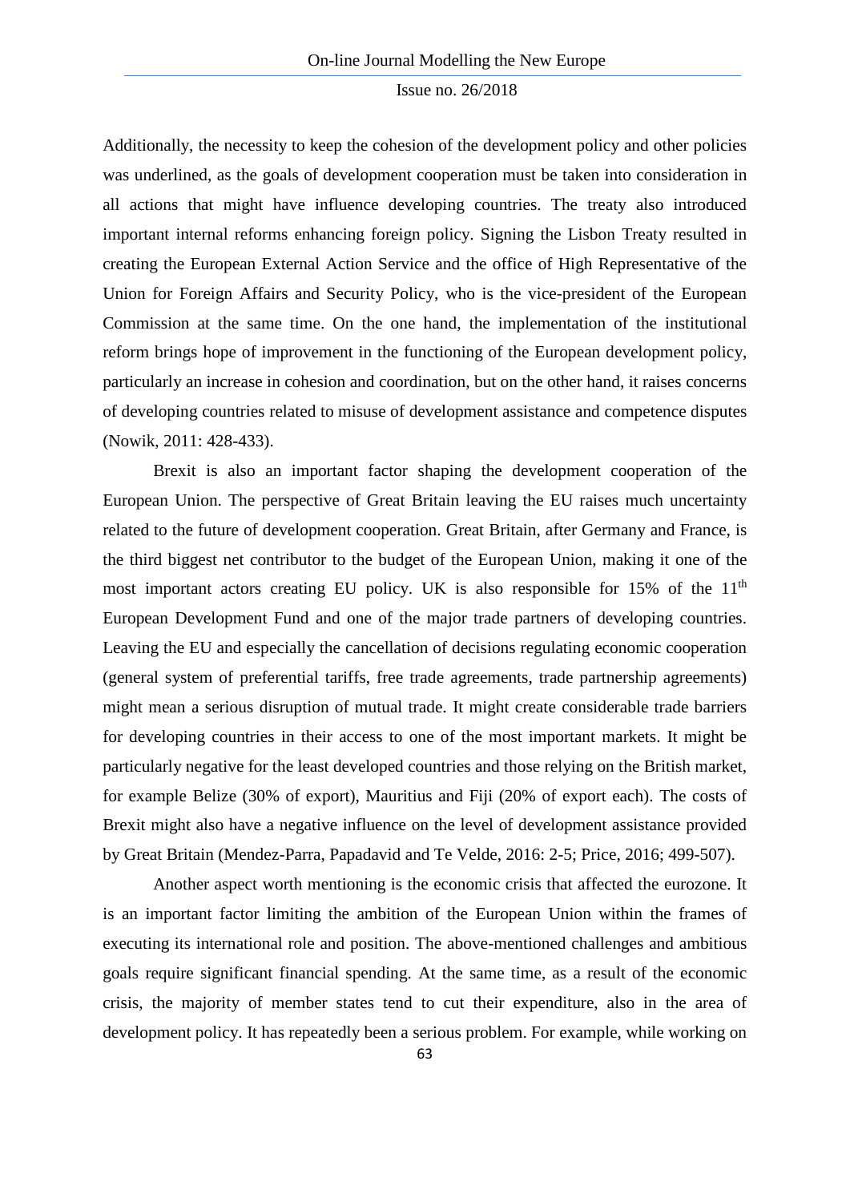Additionally, the necessity to keep the cohesion of the development policy and other policies was underlined, as the goals of development cooperation must be taken into consideration in all actions that might have influence developing countries. The treaty also introduced important internal reforms enhancing foreign policy. Signing the Lisbon Treaty resulted in creating the European External Action Service and the office of High Representative of the Union for Foreign Affairs and Security Policy, who is the vice-president of the European Commission at the same time. On the one hand, the implementation of the institutional reform brings hope of improvement in the functioning of the European development policy, particularly an increase in cohesion and coordination, but on the other hand, it raises concerns of developing countries related to misuse of development assistance and competence disputes (Nowik, 2011: 428-433).

Brexit is also an important factor shaping the development cooperation of the European Union. The perspective of Great Britain leaving the EU raises much uncertainty related to the future of development cooperation. Great Britain, after Germany and France, is the third biggest net contributor to the budget of the European Union, making it one of the most important actors creating EU policy. UK is also responsible for 15% of the 11th European Development Fund and one of the major trade partners of developing countries. Leaving the EU and especially the cancellation of decisions regulating economic cooperation (general system of preferential tariffs, free trade agreements, trade partnership agreements) might mean a serious disruption of mutual trade. It might create considerable trade barriers for developing countries in their access to one of the most important markets. It might be particularly negative for the least developed countries and those relying on the British market, for example Belize (30% of export), Mauritius and Fiji (20% of export each). The costs of Brexit might also have a negative influence on the level of development assistance provided by Great Britain (Mendez-Parra, Papadavid and Te Velde, 2016: 2-5; Price, 2016; 499-507).

Another aspect worth mentioning is the economic crisis that affected the eurozone. It is an important factor limiting the ambition of the European Union within the frames of executing its international role and position. The above-mentioned challenges and ambitious goals require significant financial spending. At the same time, as a result of the economic crisis, the majority of member states tend to cut their expenditure, also in the area of development policy. It has repeatedly been a serious problem. For example, while working on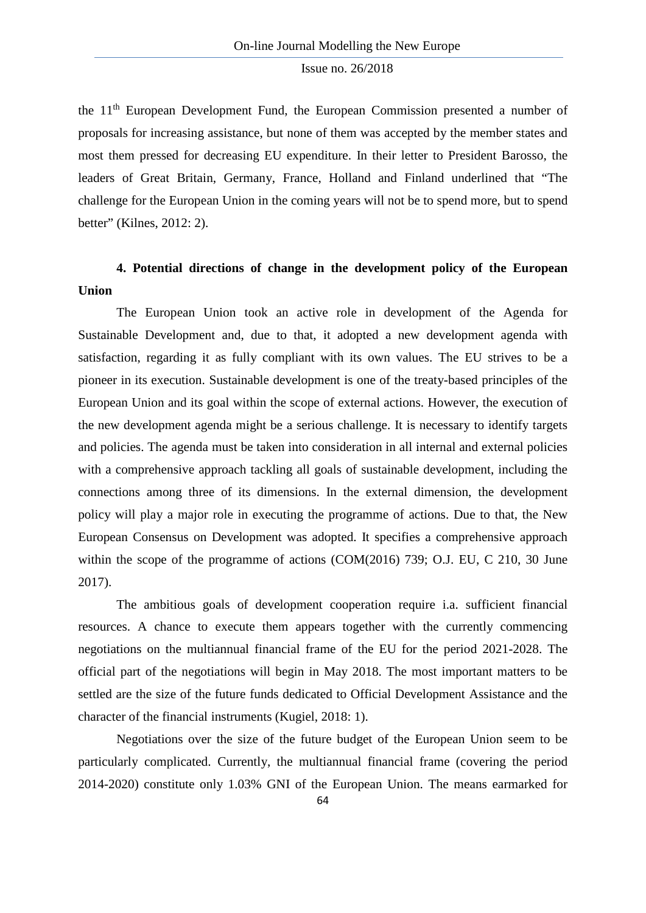the 11th European Development Fund, the European Commission presented a number of proposals for increasing assistance, but none of them was accepted by the member states and most them pressed for decreasing EU expenditure. In their letter to President Barosso, the leaders of Great Britain, Germany, France, Holland and Finland underlined that "The challenge for the European Union in the coming years will not be to spend more, but to spend better" (Kilnes, 2012: 2).

## 4. Potential directions of change in the development policy of the European Union

The European Union took an active role in development of the Agenda for Sustainable Development and, due to that, it adopted a new development agenda with satisfaction, regarding it as fully compliant with its own values. The EU strives to be a pioneer in its execution. Sustainable development is one of the treaty-based principles of the European Union and its goal within the scope of external actions. However, the execution of the new development agenda might be a serious challenge. It is necessary to identify targets and policies. The agenda must be taken into consideration in all internal and external policies with a comprehensive approach tackling all goals of sustainable development, including the connections among three of its dimensions. In the external dimension, the development policy will play a major role in executing the programme of actions. Due to that, the New European Consensus on Development was adopted. It specifies a comprehensive approach within the scope of the programme of actions (COM(2016) 739; O.J. EU, C 210, 30 June 2017).

The ambitious goals of development cooperation require i.a. sufficient financial resources. A chance to execute them appears together with the currently commencing negotiations on the multiannual financial frame of the EU for the period 2021-2028. The official part of the negotiations will begin in May 2018. The most important matters to be settled are the size of the future funds dedicated to Official Development Assistance and the character of the financial instruments (Kugiel, 2018: 1).

Negotiations over the size of the future budget of the European Union seem to be particularly complicated. Currently, the multiannual financial frame (covering the period 2014-2020) constitute only 1.03% GNI of the European Union. The means earmarked for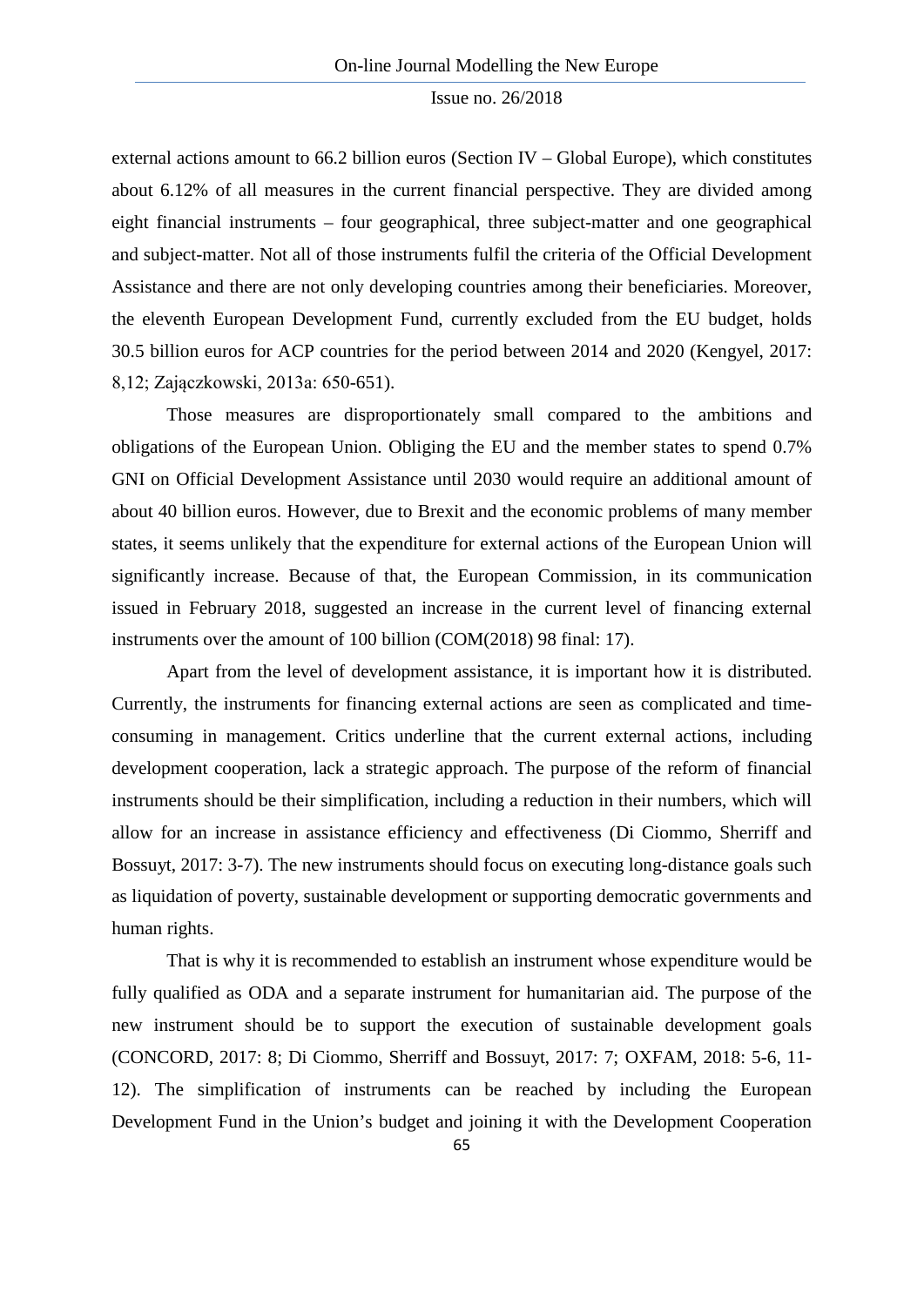external actions amount to 66.2 billion euros (Section IV – Global Europe), which constitutes about 6.12% of all measures in the current financial perspective. They are divided among eight financial instruments – four geographical, three subject-matter and one geographical and subject-matter. Not all of those instruments fulfil the criteria of the Official Development Assistance and there are not only developing countries among their beneficiaries. Moreover, the eleventh European Development Fund, currently excluded from the EU budget, holds 30.5 billion euros for ACP countries for the period between 2014 and 2020 (Kengyel, 2017: 8,12; Zajączkowski, 2013a: 650-651).

Those measures are disproportionately small compared to the ambitions and obligations of the European Union. Obliging the EU and the member states to spend 0.7% GNI on Official Development Assistance until 2030 would require an additional amount of about 40 billion euros. However, due to Brexit and the economic problems of many member states, it seems unlikely that the expenditure for external actions of the European Union will significantly increase. Because of that, the European Commission, in its communication issued in February 2018, suggested an increase in the current level of financing external instruments over the amount of 100 billion (COM(2018) 98 final: 17).

Apart from the level of development assistance, it is important how it is distributed. Currently, the instruments for financing external actions are seen as complicated and time-consuming in management. Critics underline that the current external actions, including development cooperation, lack a strategic approach. The purpose of the reform of financial instruments should be their simplification, including a reduction in their numbers, which will allow for an increase in assistance efficiency and effectiveness (Di Ciommo, Sherriff and Bossuyt, 2017: 3-7). The new instruments should focus on executing long-distance goals such as liquidation of poverty, sustainable development or supporting democratic governments and human rights.

That is why it is recommended to establish an instrument whose expenditure would be fully qualified as ODA and a separate instrument for humanitarian aid. The purpose of the new instrument should be to support the execution of sustainable development goals (CONCORD, 2017: 8; Di Ciommo, Sherriff and Bossuyt, 2017: 7; OXFAM, 2018: 5-6, 11-12). The simplification of instruments can be reached by including the European Development Fund in the Union's budget and joining it with the Development Cooperation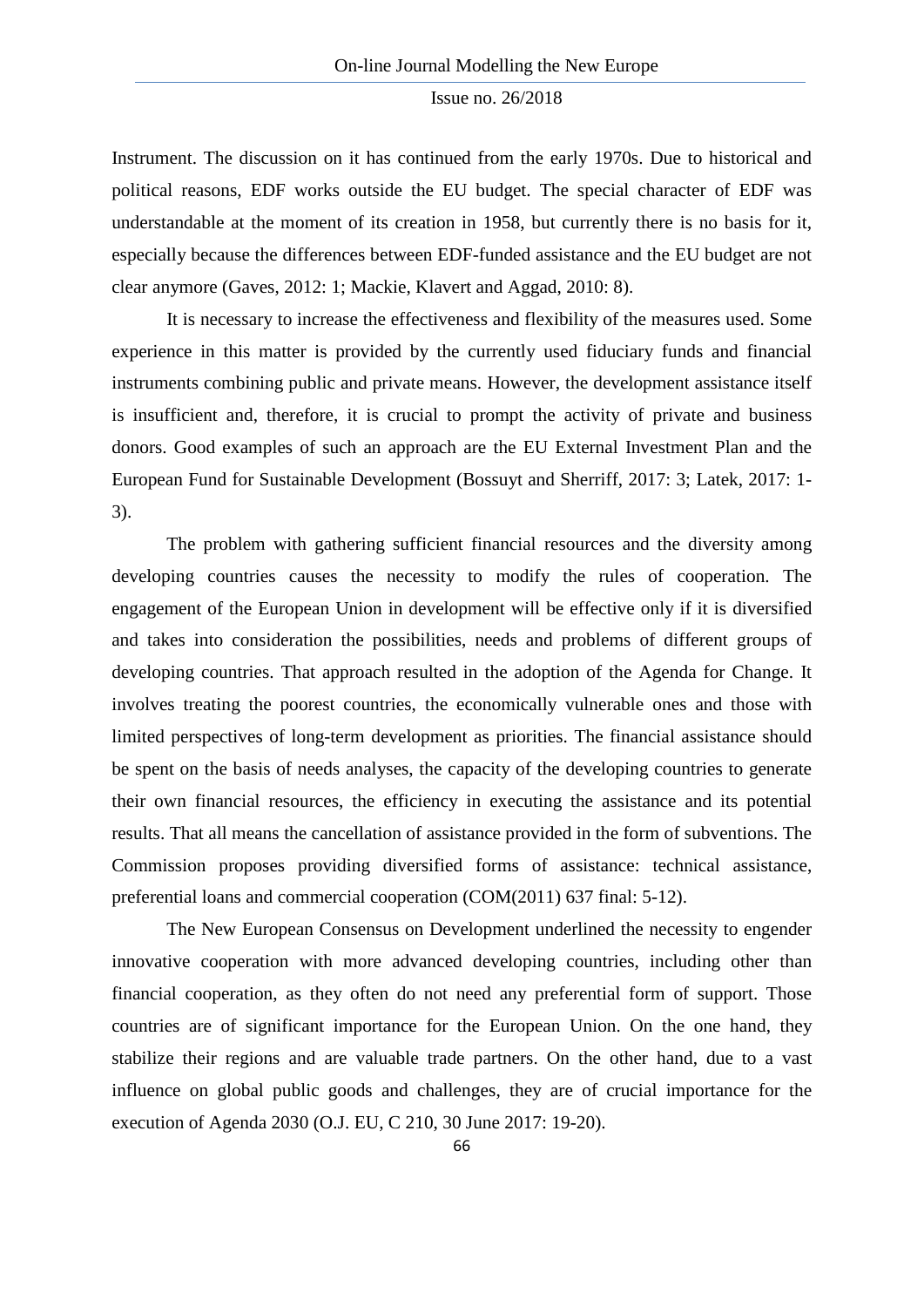Instrument. The discussion on it has continued from the early 1970s. Due to historical and political reasons, EDF works outside the EU budget. The special character of EDF was understandable at the moment of its creation in 1958, but currently there is no basis for it, especially because the differences between EDF-funded assistance and the EU budget are not clear anymore (Gaves, 2012: 1; Mackie, Klavert and Aggad, 2010: 8).

It is necessary to increase the effectiveness and flexibility of the measures used. Some experience in this matter is provided by the currently used fiduciary funds and financial instruments combining public and private means. However, the development assistance itself is insufficient and, therefore, it is crucial to prompt the activity of private and business donors. Good examples of such an approach are the EU External Investment Plan and the European Fund for Sustainable Development (Bossuyt and Sherriff, 2017: 3; Latek, 2017: 1-3).

The problem with gathering sufficient financial resources and the diversity among developing countries causes the necessity to modify the rules of cooperation. The engagement of the European Union in development will be effective only if it is diversified and takes into consideration the possibilities, needs and problems of different groups of developing countries. That approach resulted in the adoption of the Agenda for Change. It involves treating the poorest countries, the economically vulnerable ones and those with limited perspectives of long-term development as priorities. The financial assistance should be spent on the basis of needs analyses, the capacity of the developing countries to generate their own financial resources, the efficiency in executing the assistance and its potential results. That all means the cancellation of assistance provided in the form of subventions. The Commission proposes providing diversified forms of assistance: technical assistance, preferential loans and commercial cooperation (COM(2011) 637 final: 5-12).

The New European Consensus on Development underlined the necessity to engender innovative cooperation with more advanced developing countries, including other than financial cooperation, as they often do not need any preferential form of support. Those countries are of significant importance for the European Union. On the one hand, they stabilize their regions and are valuable trade partners. On the other hand, due to a vast influence on global public goods and challenges, they are of crucial importance for the execution of Agenda 2030 (O.J. EU, C 210, 30 June 2017: 19-20).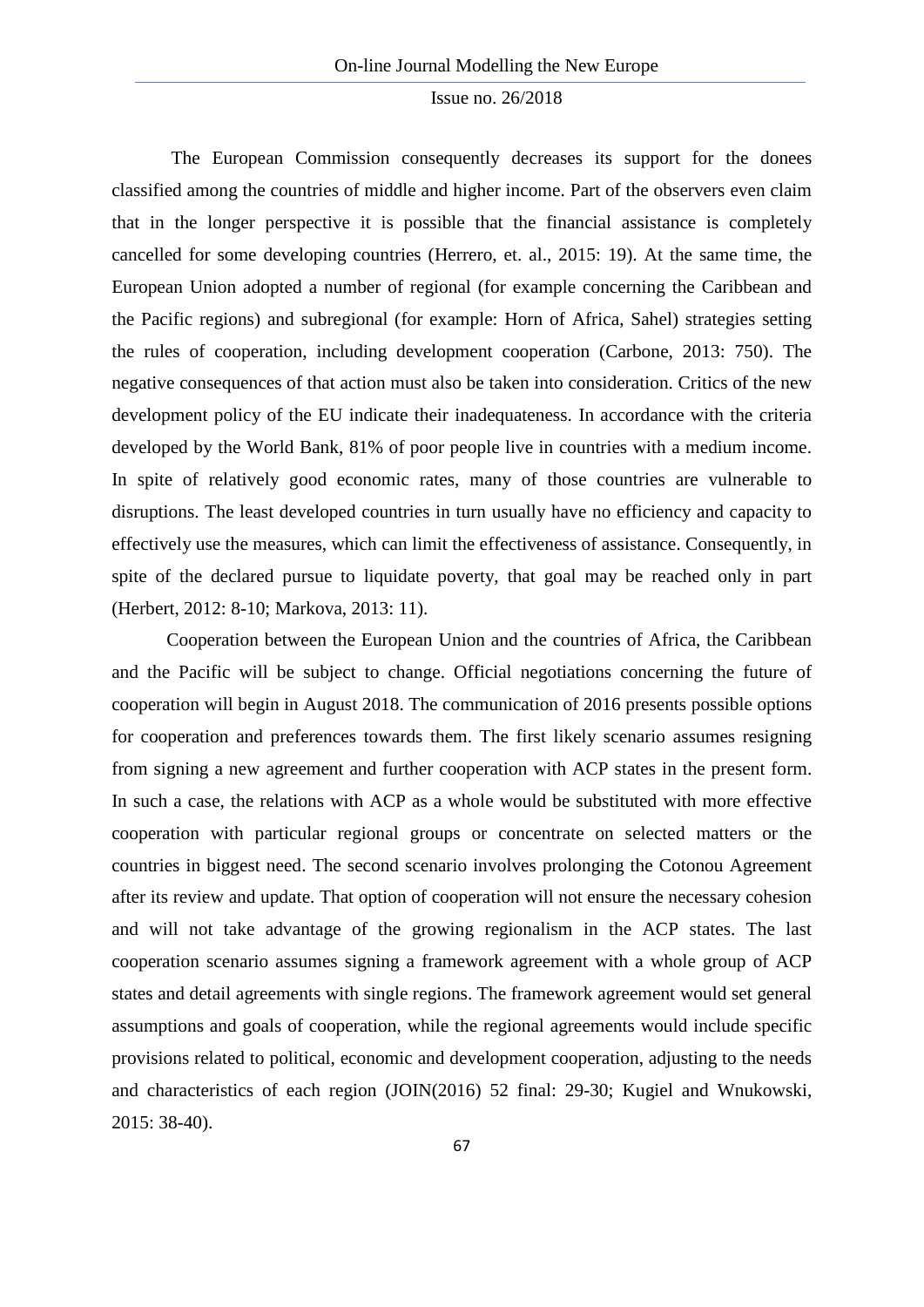The European Commission consequently decreases its support for the donees classified among the countries of middle and higher income. Part of the observers even claim that in the longer perspective it is possible that the financial assistance is completely cancelled for some developing countries (Herrero, et. al., 2015: 19). At the same time, the European Union adopted a number of regional (for example concerning the Caribbean and the Pacific regions) and subregional (for example: Horn of Africa, Sahel) strategies setting the rules of cooperation, including development cooperation (Carbone, 2013: 750). The negative consequences of that action must also be taken into consideration. Critics of the new development policy of the EU indicate their inadequateness. In accordance with the criteria developed by the World Bank, 81% of poor people live in countries with a medium income. In spite of relatively good economic rates, many of those countries are vulnerable to disruptions. The least developed countries in turn usually have no efficiency and capacity to effectively use the measures, which can limit the effectiveness of assistance. Consequently, in spite of the declared pursue to liquidate poverty, that goal may be reached only in part (Herbert, 2012: 8-10; Markova, 2013: 11).

Cooperation between the European Union and the countries of Africa, the Caribbean and the Pacific will be subject to change. Official negotiations concerning the future of cooperation will begin in August 2018. The communication of 2016 presents possible options for cooperation and preferences towards them. The first likely scenario assumes resigning from signing a new agreement and further cooperation with ACP states in the present form. In such a case, the relations with ACP as a whole would be substituted with more effective cooperation with particular regional groups or concentrate on selected matters or the countries in biggest need. The second scenario involves prolonging the Cotonou Agreement after its review and update. That option of cooperation will not ensure the necessary cohesion and will not take advantage of the growing regionalism in the ACP states. The last cooperation scenario assumes signing a framework agreement with a whole group of ACP states and detail agreements with single regions. The framework agreement would set general assumptions and goals of cooperation, while the regional agreements would include specific provisions related to political, economic and development cooperation, adjusting to the needs and characteristics of each region (JOIN(2016) 52 final: 29-30; Kugiel and Wnukowski, 2015: 38-40).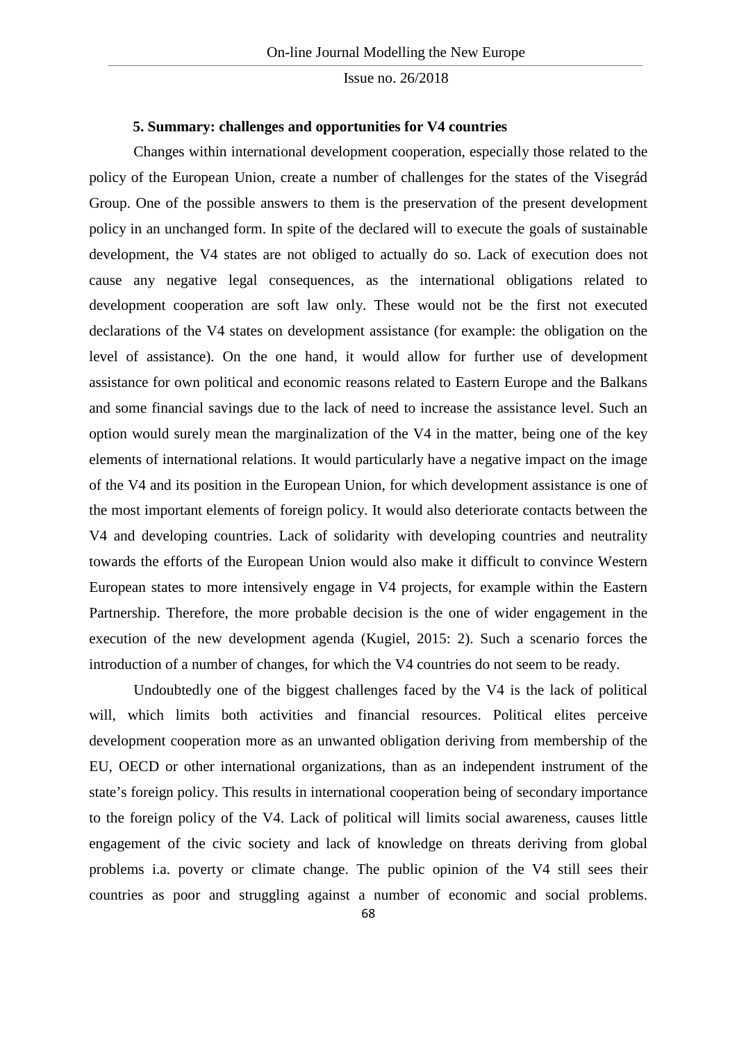### 5. Summary: challenges and opportunities for V4 countries

Changes within international development cooperation, especially those related to the policy of the European Union, create a number of challenges for the states of the Visegrád Group. One of the possible answers to them is the preservation of the present development policy in an unchanged form. In spite of the declared will to execute the goals of sustainable development, the V4 states are not obliged to actually do so. Lack of execution does not cause any negative legal consequences, as the international obligations related to development cooperation are soft law only. These would not be the first not executed declarations of the V4 states on development assistance (for example: the obligation on the level of assistance). On the one hand, it would allow for further use of development assistance for own political and economic reasons related to Eastern Europe and the Balkans and some financial savings due to the lack of need to increase the assistance level. Such an option would surely mean the marginalization of the V4 in the matter, being one of the key elements of international relations. It would particularly have a negative impact on the image of the V4 and its position in the European Union, for which development assistance is one of the most important elements of foreign policy. It would also deteriorate contacts between the V4 and developing countries. Lack of solidarity with developing countries and neutrality towards the efforts of the European Union would also make it difficult to convince Western European states to more intensively engage in V4 projects, for example within the Eastern Partnership. Therefore, the more probable decision is the one of wider engagement in the execution of the new development agenda (Kugiel, 2015: 2). Such a scenario forces the introduction of a number of changes, for which the V4 countries do not seem to be ready.

Undoubtedly one of the biggest challenges faced by the V4 is the lack of political will, which limits both activities and financial resources. Political elites perceive development cooperation more as an unwanted obligation deriving from membership of the EU, OECD or other international organizations, than as an independent instrument of the state's foreign policy. This results in international cooperation being of secondary importance to the foreign policy of the V4. Lack of political will limits social awareness, causes little engagement of the civic society and lack of knowledge on threats deriving from global problems i.a. poverty or climate change. The public opinion of the V4 still sees their countries as poor and struggling against a number of economic and social problems.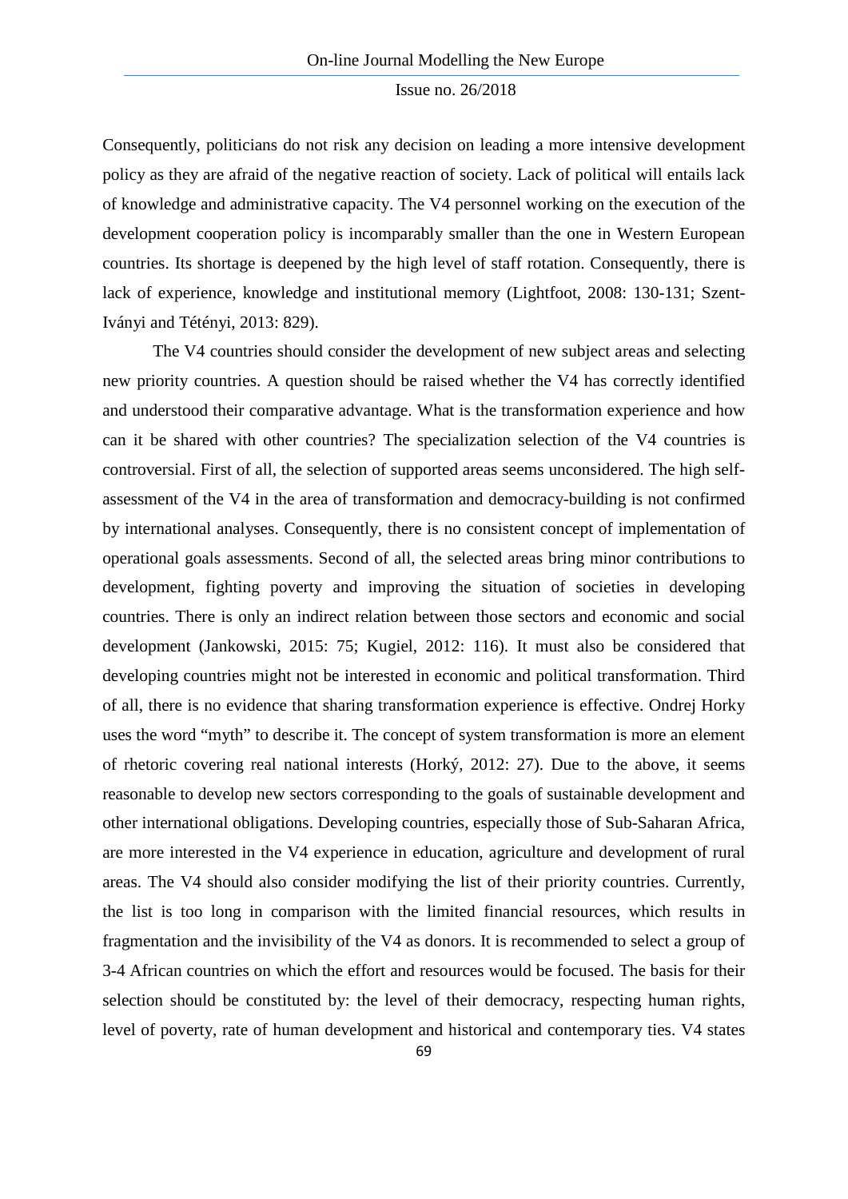Consequently, politicians do not risk any decision on leading a more intensive development policy as they are afraid of the negative reaction of society. Lack of political will entails lack of knowledge and administrative capacity. The V4 personnel working on the execution of the development cooperation policy is incomparably smaller than the one in Western European countries. Its shortage is deepened by the high level of staff rotation. Consequently, there is lack of experience, knowledge and institutional memory (Lightfoot, 2008: 130-131; Szent-Iványi and Tétényi, 2013: 829).

The V4 countries should consider the development of new subject areas and selecting new priority countries. A question should be raised whether the V4 has correctly identified and understood their comparative advantage. What is the transformation experience and how can it be shared with other countries? The specialization selection of the V4 countries is controversial. First of all, the selection of supported areas seems unconsidered. The high self-assessment of the V4 in the area of transformation and democracy-building is not confirmed by international analyses. Consequently, there is no consistent concept of implementation of operational goals assessments. Second of all, the selected areas bring minor contributions to development, fighting poverty and improving the situation of societies in developing countries. There is only an indirect relation between those sectors and economic and social development (Jankowski, 2015: 75; Kugiel, 2012: 116). It must also be considered that developing countries might not be interested in economic and political transformation. Third of all, there is no evidence that sharing transformation experience is effective. Ondrej Horky uses the word "myth" to describe it. The concept of system transformation is more an element of rhetoric covering real national interests (Horký, 2012: 27). Due to the above, it seems reasonable to develop new sectors corresponding to the goals of sustainable development and other international obligations. Developing countries, especially those of Sub-Saharan Africa, are more interested in the V4 experience in education, agriculture and development of rural areas. The V4 should also consider modifying the list of their priority countries. Currently, the list is too long in comparison with the limited financial resources, which results in fragmentation and the invisibility of the V4 as donors. It is recommended to select a group of 3-4 African countries on which the effort and resources would be focused. The basis for their selection should be constituted by: the level of their democracy, respecting human rights, level of poverty, rate of human development and historical and contemporary ties. V4 states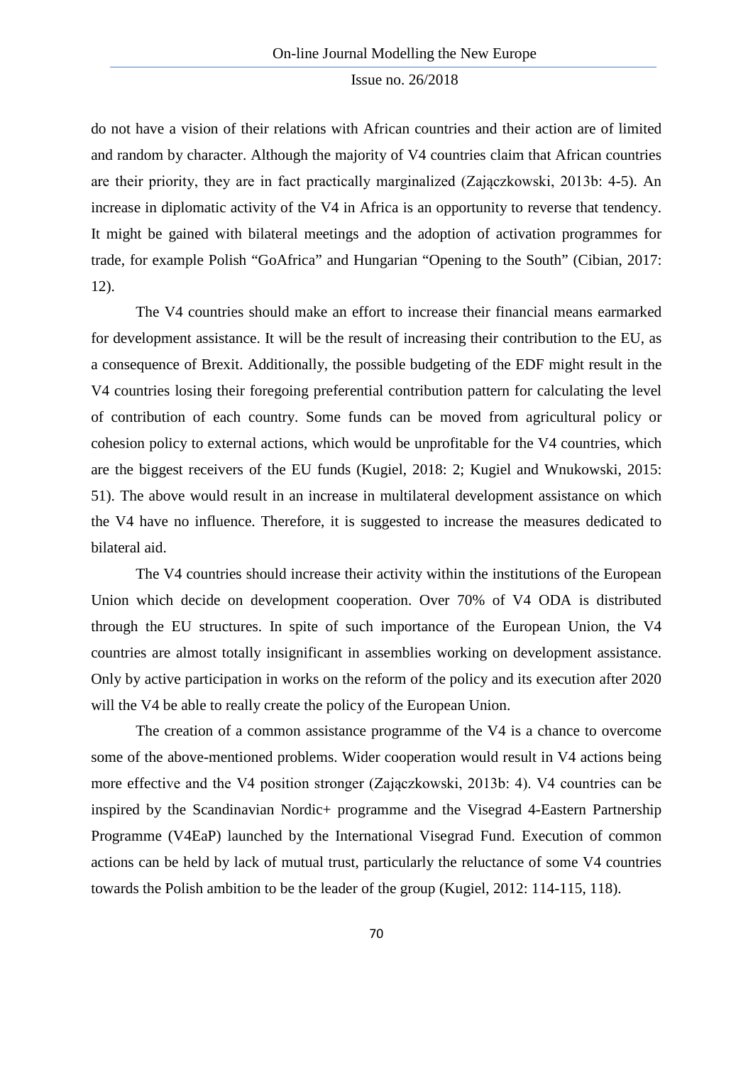do not have a vision of their relations with African countries and their action are of limited and random by character. Although the majority of V4 countries claim that African countries are their priority, they are in fact practically marginalized (Zajączkowski, 2013b: 4-5). An increase in diplomatic activity of the V4 in Africa is an opportunity to reverse that tendency. It might be gained with bilateral meetings and the adoption of activation programmes for trade, for example Polish "GoAfrica" and Hungarian "Opening to the South" (Cibian, 2017: 12).

The V4 countries should make an effort to increase their financial means earmarked for development assistance. It will be the result of increasing their contribution to the EU, as a consequence of Brexit. Additionally, the possible budgeting of the EDF might result in the V4 countries losing their foregoing preferential contribution pattern for calculating the level of contribution of each country. Some funds can be moved from agricultural policy or cohesion policy to external actions, which would be unprofitable for the V4 countries, which are the biggest receivers of the EU funds (Kugiel, 2018: 2; Kugiel and Wnukowski, 2015: 51). The above would result in an increase in multilateral development assistance on which the V4 have no influence. Therefore, it is suggested to increase the measures dedicated to bilateral aid.

The V4 countries should increase their activity within the institutions of the European Union which decide on development cooperation. Over 70% of V4 ODA is distributed through the EU structures. In spite of such importance of the European Union, the V4 countries are almost totally insignificant in assemblies working on development assistance. Only by active participation in works on the reform of the policy and its execution after 2020 will the V4 be able to really create the policy of the European Union.

The creation of a common assistance programme of the V4 is a chance to overcome some of the above-mentioned problems. Wider cooperation would result in V4 actions being more effective and the V4 position stronger (Zajączkowski, 2013b: 4). V4 countries can be inspired by the Scandinavian Nordic+ programme and the Visegrad 4-Eastern Partnership Programme (V4EaP) launched by the International Visegrad Fund. Execution of common actions can be held by lack of mutual trust, particularly the reluctance of some V4 countries towards the Polish ambition to be the leader of the group (Kugiel, 2012: 114-115, 118).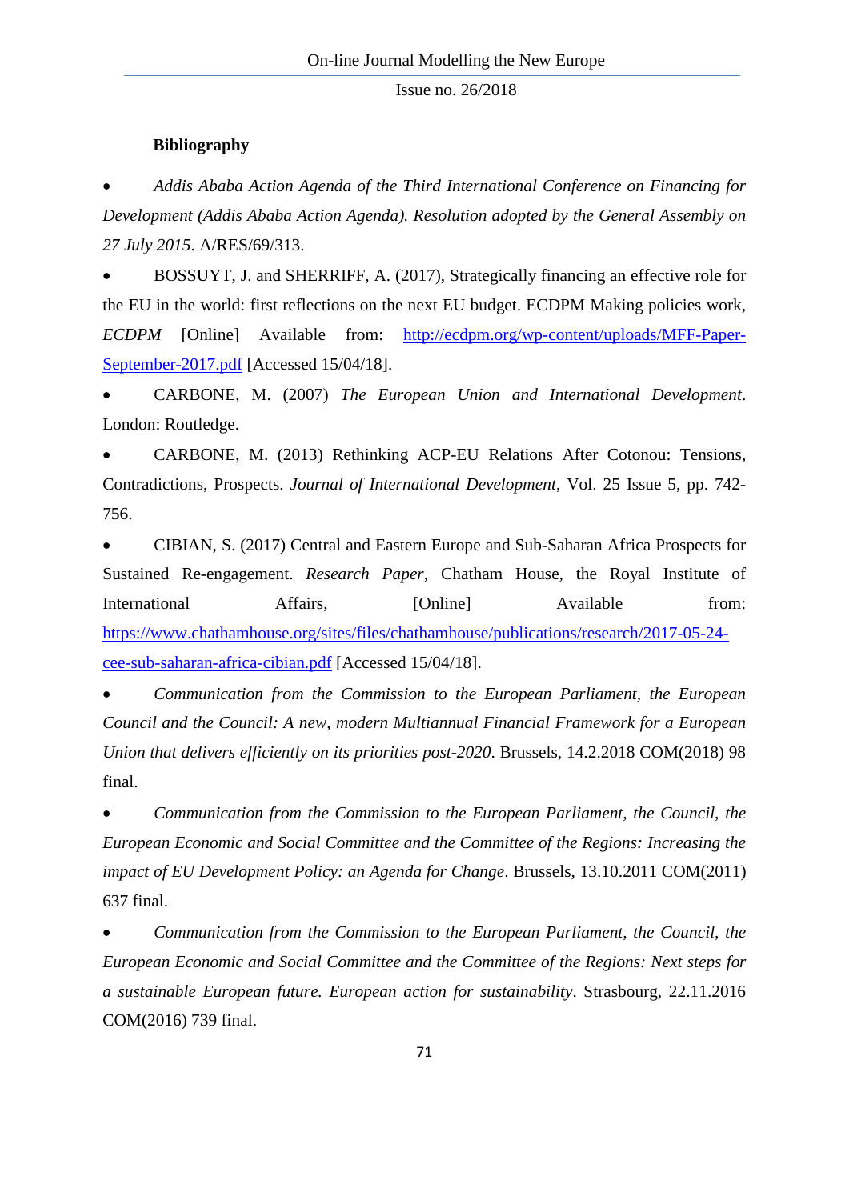**Bibliography**

- *Addis Ababa Action Agenda of the Third International Conference on Financing for Development (Addis Ababa Action Agenda). Resolution adopted by the General Assembly on 27 July 2015*. A/RES/69/313.
- BOSSUYT, J. and SHERRIFF, A. (2017), Strategically financing an effective role for the EU in the world: first reflections on the next EU budget. ECDPM Making policies work, *ECDPM* [Online] Available from: http://ecdpm.org/wp-content/uploads/MFF-Paper-September-2017.pdf [Accessed 15/04/18].
- CARBONE, M. (2007) *The European Union and International Development*. London: Routledge.
- CARBONE, M. (2013) Rethinking ACP-EU Relations After Cotonou: Tensions, Contradictions, Prospects. *Journal of International Development*, Vol. 25 Issue 5, pp. 742-756.
- CIBIAN, S. (2017) Central and Eastern Europe and Sub-Saharan Africa Prospects for Sustained Re-engagement. *Research Paper*, Chatham House, the Royal Institute of International Affairs, [Online] Available from: https://www.chathamhouse.org/sites/files/chathamhouse/publications/research/2017-05-24-cee-sub-saharan-africa-cibian.pdf [Accessed 15/04/18].
- *Communication from the Commission to the European Parliament, the European Council and the Council: A new, modern Multiannual Financial Framework for a European Union that delivers efficiently on its priorities post-2020*. Brussels, 14.2.2018 COM(2018) 98 final.
- *Communication from the Commission to the European Parliament, the Council, the European Economic and Social Committee and the Committee of the Regions: Increasing the impact of EU Development Policy: an Agenda for Change*. Brussels, 13.10.2011 COM(2011) 637 final.
- *Communication from the Commission to the European Parliament, the Council, the European Economic and Social Committee and the Committee of the Regions: Next steps for a sustainable European future. European action for sustainability*. Strasbourg, 22.11.2016 COM(2016) 739 final.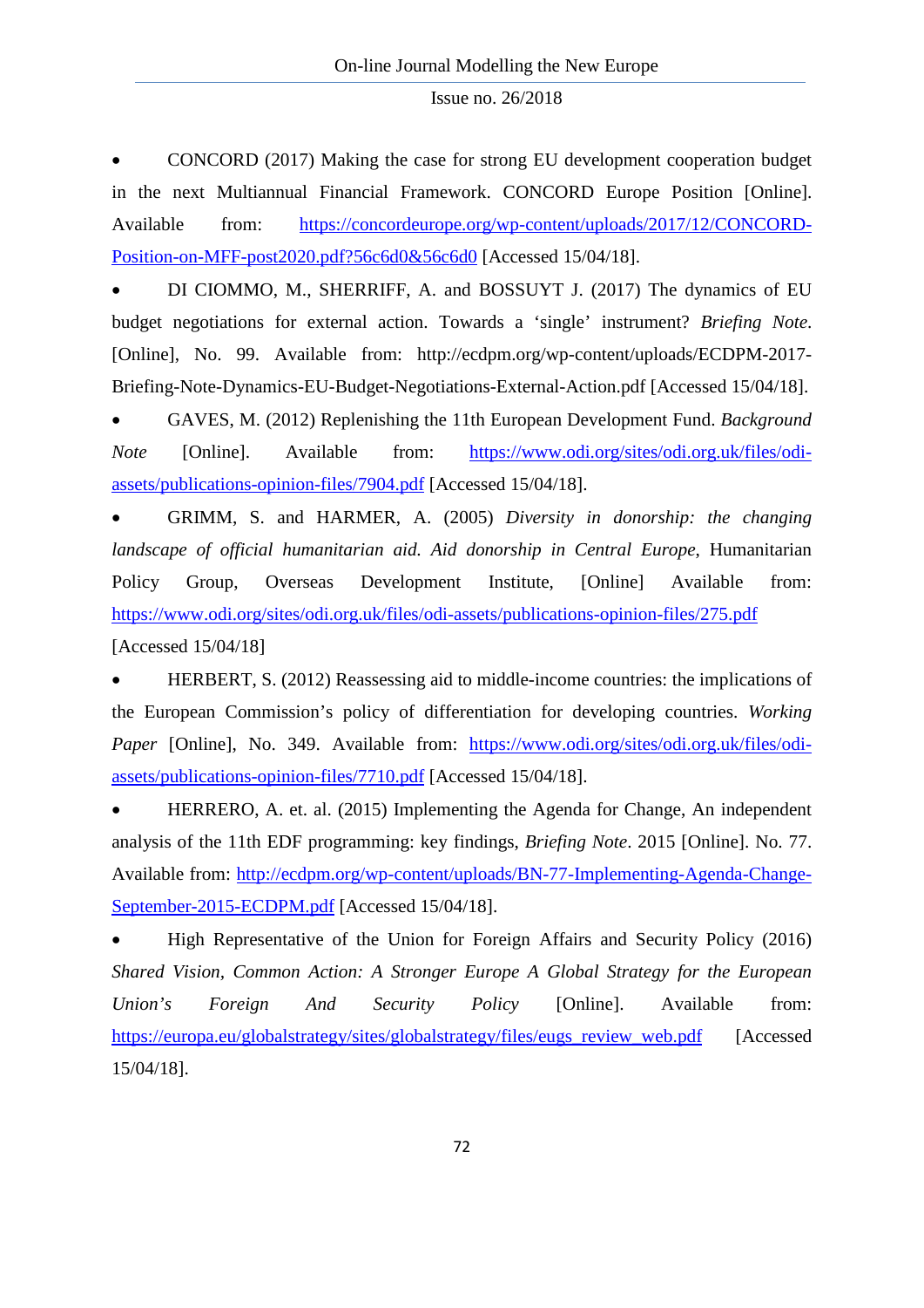- CONCORD (2017) Making the case for strong EU development cooperation budget in the next Multiannual Financial Framework. CONCORD Europe Position [Online]. Available from: https://concordeurope.org/wp-content/uploads/2017/12/CONCORD-Position-on-MFF-post2020.pdf?56c6d0&56c6d0 [Accessed 15/04/18].
- DI CIOMMO, M., SHERRIFF, A. and BOSSUYT J. (2017) The dynamics of EU budget negotiations for external action. Towards a 'single' instrument? *Briefing Note*. [Online], No. 99. Available from: http://ecdpm.org/wp-content/uploads/ECDPM-2017-Briefing-Note-Dynamics-EU-Budget-Negotiations-External-Action.pdf [Accessed 15/04/18].
- GAVES, M. (2012) Replenishing the 11th European Development Fund. *Background Note* [Online]. Available from: https://www.odi.org/sites/odi.org.uk/files/odi-assets/publications-opinion-files/7904.pdf [Accessed 15/04/18].
- GRIMM, S. and HARMER, A. (2005) *Diversity in donorship: the changing landscape of official humanitarian aid. Aid donorship in Central Europe*, Humanitarian Policy Group, Overseas Development Institute, [Online] Available from: https://www.odi.org/sites/odi.org.uk/files/odi-assets/publications-opinion-files/275.pdf [Accessed 15/04/18]
- HERBERT, S. (2012) Reassessing aid to middle-income countries: the implications of the European Commission's policy of differentiation for developing countries. *Working Paper* [Online], No. 349. Available from: https://www.odi.org/sites/odi.org.uk/files/odi-assets/publications-opinion-files/7710.pdf [Accessed 15/04/18].
- HERRERO, A. et. al. (2015) Implementing the Agenda for Change, An independent analysis of the 11th EDF programming: key findings, *Briefing Note*. 2015 [Online]. No. 77. Available from: http://ecdpm.org/wp-content/uploads/BN-77-Implementing-Agenda-Change-September-2015-ECDPM.pdf [Accessed 15/04/18].
- High Representative of the Union for Foreign Affairs and Security Policy (2016) *Shared Vision, Common Action: A Stronger Europe A Global Strategy for the European Union's Foreign And Security Policy* [Online]. Available from: https://europa.eu/globalstrategy/sites/globalstrategy/files/eugs_review_web.pdf [Accessed 15/04/18].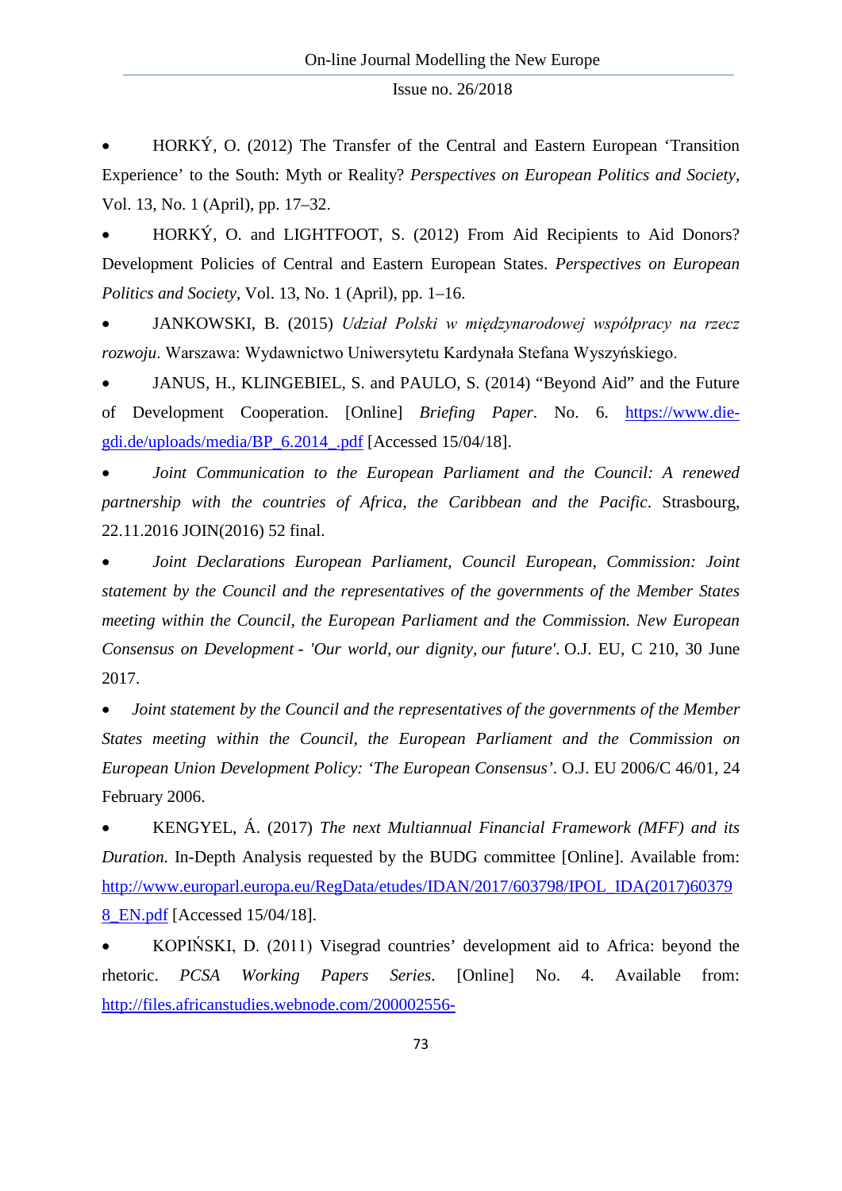- HORKÝ, O. (2012) The Transfer of the Central and Eastern European ‘Transition Experience’ to the South: Myth or Reality? *Perspectives on European Politics and Society*, Vol. 13, No. 1 (April), pp. 17–32.
- HORKÝ, O. and LIGHTFOOT, S. (2012) From Aid Recipients to Aid Donors? Development Policies of Central and Eastern European States. *Perspectives on European Politics and Society*, Vol. 13, No. 1 (April), pp. 1–16.
- JANKOWSKI, B. (2015) *Udział Polski w międzynarodowej współpracy na rzecz rozwoju*. Warszawa: Wydawnictwo Uniwersytetu Kardynała Stefana Wyszyńskiego.
- JANUS, H., KLINGEBIEL, S. and PAULO, S. (2014) “Beyond Aid” and the Future of Development Cooperation. [Online] *Briefing Paper*. No. 6. https://www.die-gdi.de/uploads/media/BP_6.2014_.pdf [Accessed 15/04/18].
- *Joint Communication to the European Parliament and the Council: A renewed partnership with the countries of Africa, the Caribbean and the Pacific*. Strasbourg, 22.11.2016 JOIN(2016) 52 final.
- *Joint Declarations European Parliament, Council European, Commission: Joint statement by the Council and the representatives of the governments of the Member States meeting within the Council, the European Parliament and the Commission. New European Consensus on Development - 'Our world, our dignity, our future'*. O.J. EU, C 210, 30 June 2017.
- *Joint statement by the Council and the representatives of the governments of the Member States meeting within the Council, the European Parliament and the Commission on European Union Development Policy: ‘The European Consensus’*. O.J. EU 2006/C 46/01, 24 February 2006.
- KENGYEL, Á. (2017) *The next Multiannual Financial Framework (MFF) and its Duration*. In-Depth Analysis requested by the BUDG committee [Online]. Available from: http://www.europarl.europa.eu/RegData/etudes/IDAN/2017/603798/IPOL_IDA(2017)603798_EN.pdf [Accessed 15/04/18].
- KOPIŃSKI, D. (2011) Visegrad countries’ development aid to Africa: beyond the rhetoric. *PCSA Working Papers Series*. [Online] No. 4. Available from: http://files.africanstudies.webnode.com/200002556-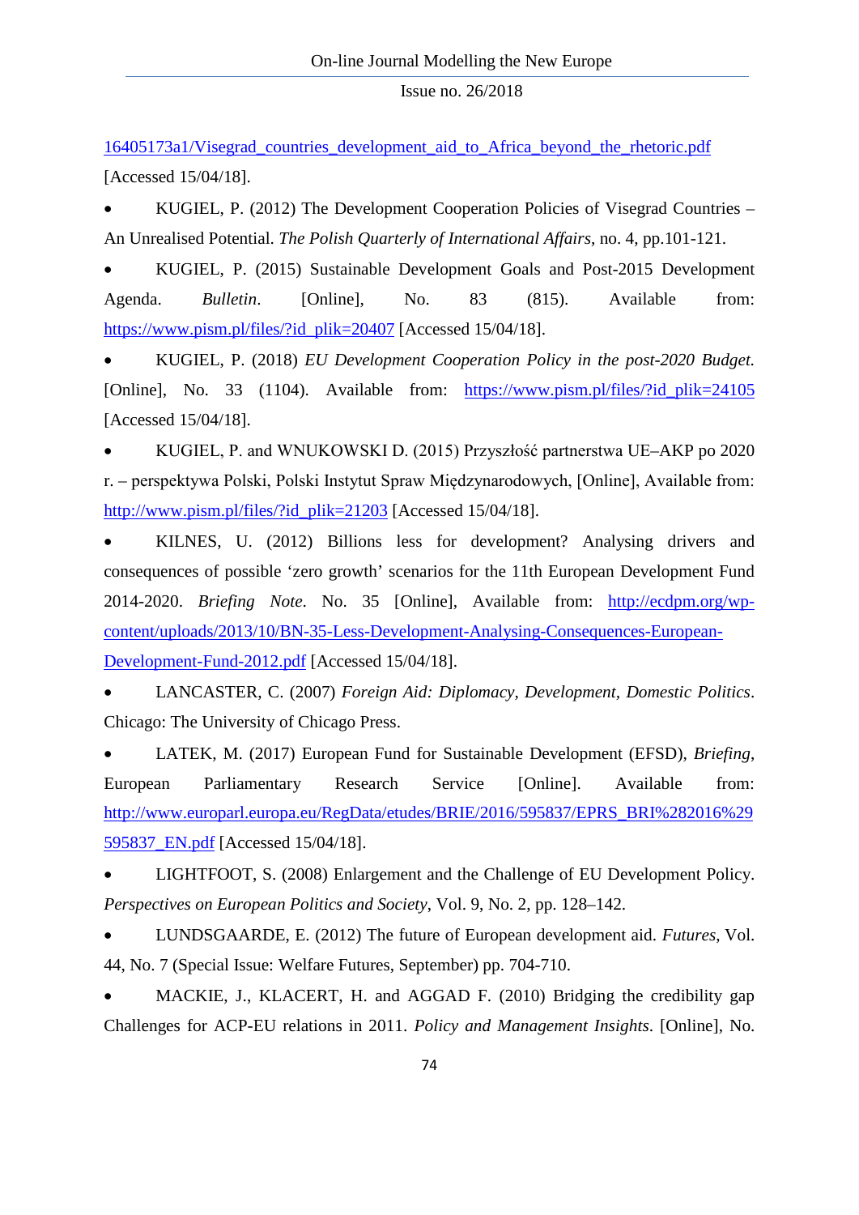16405173a1/Visegrad_countries_development_aid_to_Africa_beyond_the_rhetoric.pdf [Accessed 15/04/18].

- KUGIEL, P. (2012) The Development Cooperation Policies of Visegrad Countries – An Unrealised Potential. *The Polish Quarterly of International Affairs*, no. 4, pp.101-121.
- KUGIEL, P. (2015) Sustainable Development Goals and Post-2015 Development Agenda. *Bulletin*. [Online], No. 83 (815). Available from: https://www.pism.pl/files/?id_plik=20407 [Accessed 15/04/18].
- KUGIEL, P. (2018) *EU Development Cooperation Policy in the post-2020 Budget.* [Online], No. 33 (1104). Available from: https://www.pism.pl/files/?id_plik=24105 [Accessed 15/04/18].
- KUGIEL, P. and WNUKOWSKI D. (2015) Przyszłość partnerstwa UE–AKP po 2020 r. – perspektywa Polski, Polski Instytut Spraw Międzynarodowych, [Online], Available from: http://www.pism.pl/files/?id_plik=21203 [Accessed 15/04/18].
- KILNES, U. (2012) Billions less for development? Analysing drivers and consequences of possible 'zero growth' scenarios for the 11th European Development Fund 2014-2020. *Briefing Note*. No. 35 [Online], Available from: http://ecdpm.org/wp-content/uploads/2013/10/BN-35-Less-Development-Analysing-Consequences-European-Development-Fund-2012.pdf [Accessed 15/04/18].
- LANCASTER, C. (2007) *Foreign Aid: Diplomacy, Development, Domestic Politics*. Chicago: The University of Chicago Press.
- LATEK, M. (2017) European Fund for Sustainable Development (EFSD), *Briefing*, European Parliamentary Research Service [Online]. Available from: http://www.europarl.europa.eu/RegData/etudes/BRIE/2016/595837/EPRS_BRI%282016%29595837_EN.pdf [Accessed 15/04/18].
- LIGHTFOOT, S. (2008) Enlargement and the Challenge of EU Development Policy. *Perspectives on European Politics and Society*, Vol. 9, No. 2, pp. 128–142.
- LUNDSGAARDE, E. (2012) The future of European development aid. *Futures*, Vol. 44, No. 7 (Special Issue: Welfare Futures, September) pp. 704-710.
- MACKIE, J., KLACERT, H. and AGGAD F. (2010) Bridging the credibility gap Challenges for ACP-EU relations in 2011. *Policy and Management Insights*. [Online], No.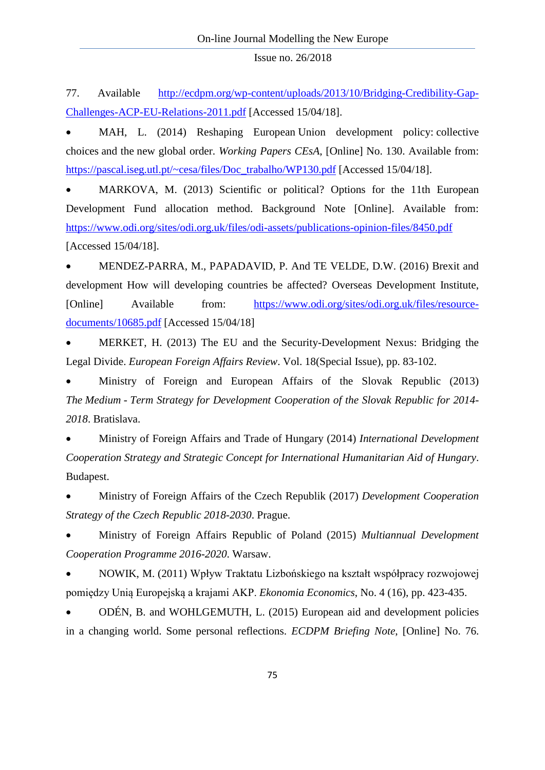77. Available http://ecdpm.org/wp-content/uploads/2013/10/Bridging-Credibility-Gap-Challenges-ACP-EU-Relations-2011.pdf [Accessed 15/04/18].

- MAH, L. (2014) Reshaping European Union development policy: collective choices and the new global order. *Working Papers CEsA*, [Online] No. 130. Available from: https://pascal.iseg.utl.pt/~cesa/files/Doc_trabalho/WP130.pdf [Accessed 15/04/18].
- MARKOVA, M. (2013) Scientific or political? Options for the 11th European Development Fund allocation method. Background Note [Online]. Available from: https://www.odi.org/sites/odi.org.uk/files/odi-assets/publications-opinion-files/8450.pdf [Accessed 15/04/18].
- MENDEZ-PARRA, M., PAPADAVID, P. And TE VELDE, D.W. (2016) Brexit and development How will developing countries be affected? Overseas Development Institute, [Online] Available from: https://www.odi.org/sites/odi.org.uk/files/resource-documents/10685.pdf [Accessed 15/04/18]
- MERKET, H. (2013) The EU and the Security-Development Nexus: Bridging the Legal Divide. *European Foreign Affairs Review*. Vol. 18(Special Issue), pp. 83-102.
- Ministry of Foreign and European Affairs of the Slovak Republic (2013) *The Medium - Term Strategy for Development Cooperation of the Slovak Republic for 2014-2018*. Bratislava.
- Ministry of Foreign Affairs and Trade of Hungary (2014) *International Development Cooperation Strategy and Strategic Concept for International Humanitarian Aid of Hungary*. Budapest.
- Ministry of Foreign Affairs of the Czech Republik (2017) *Development Cooperation Strategy of the Czech Republic 2018-2030*. Prague.
- Ministry of Foreign Affairs Republic of Poland (2015) *Multiannual Development Cooperation Programme 2016-2020*. Warsaw.
- NOWIK, M. (2011) Wpływ Traktatu Lizbońskiego na kształt współpracy rozwojowej pomiędzy Unią Europejską a krajami AKP. *Ekonomia Economics*, No. 4 (16), pp. 423-435.
- ODÉN, B. and WOHLGEMUTH, L. (2015) European aid and development policies in a changing world. Some personal reflections. *ECDPM Briefing Note*, [Online] No. 76.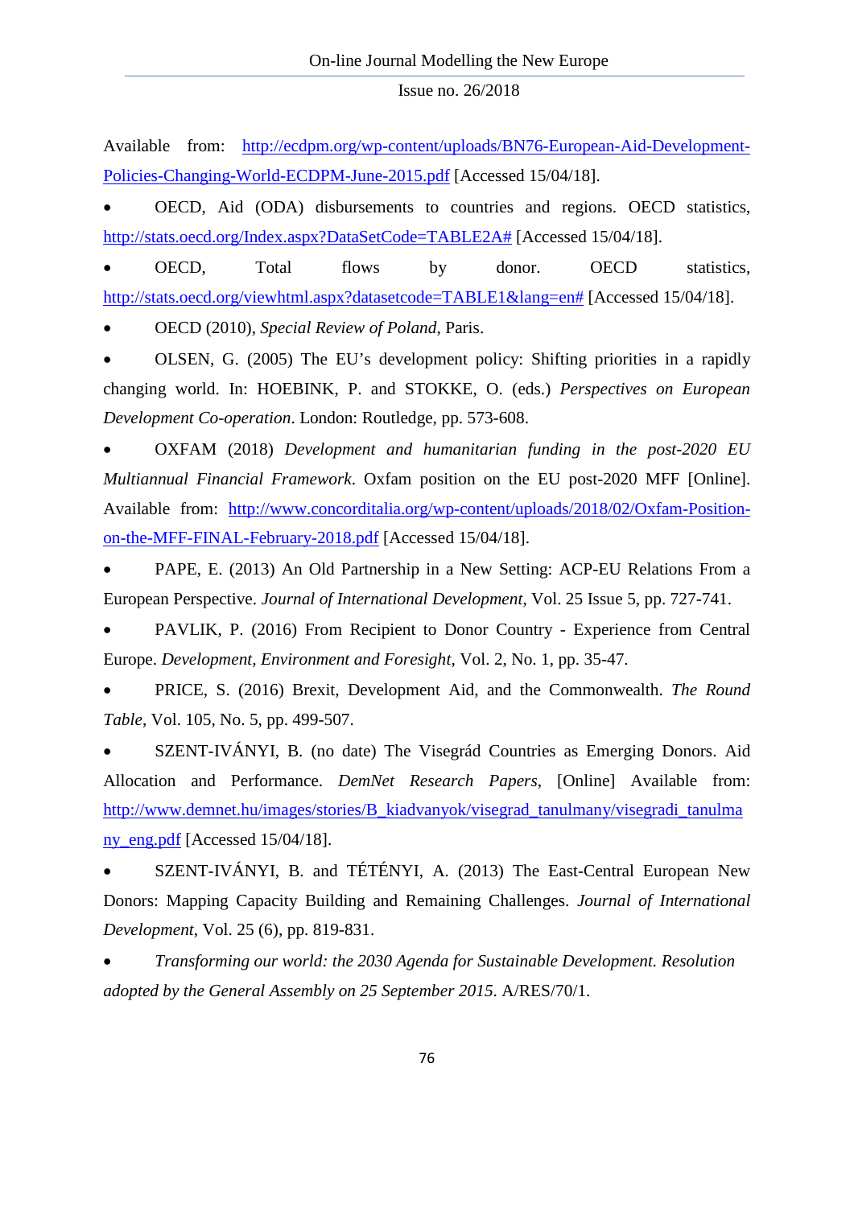Available from: http://ecdpm.org/wp-content/uploads/BN76-European-Aid-Development-Policies-Changing-World-ECDPM-June-2015.pdf [Accessed 15/04/18].

- OECD, Aid (ODA) disbursements to countries and regions. OECD statistics, http://stats.oecd.org/Index.aspx?DataSetCode=TABLE2A# [Accessed 15/04/18].
- OECD, Total flows by donor. OECD statistics, http://stats.oecd.org/viewhtml.aspx?datasetcode=TABLE1&lang=en# [Accessed 15/04/18].
- OECD (2010), *Special Review of Poland*, Paris.
- OLSEN, G. (2005) The EU's development policy: Shifting priorities in a rapidly changing world. In: HOEBINK, P. and STOKKE, O. (eds.) *Perspectives on European Development Co-operation*. London: Routledge, pp. 573-608.
- OXFAM (2018) *Development and humanitarian funding in the post-2020 EU Multiannual Financial Framework*. Oxfam position on the EU post-2020 MFF [Online]. Available from: http://www.concorditalia.org/wp-content/uploads/2018/02/Oxfam-Position-on-the-MFF-FINAL-February-2018.pdf [Accessed 15/04/18].
- PAPE, E. (2013) An Old Partnership in a New Setting: ACP-EU Relations From a European Perspective. *Journal of International Development*, Vol. 25 Issue 5, pp. 727-741.
- PAVLIK, P. (2016) From Recipient to Donor Country - Experience from Central Europe. *Development, Environment and Foresight*, Vol. 2, No. 1, pp. 35-47.
- PRICE, S. (2016) Brexit, Development Aid, and the Commonwealth. *The Round Table*, Vol. 105, No. 5, pp. 499-507.
- SZENT-IVÁNYI, B. (no date) The Visegrád Countries as Emerging Donors. Aid Allocation and Performance. *DemNet Research Papers*, [Online] Available from: http://www.demnet.hu/images/stories/B_kiadvanyok/visegrad_tanulmany/visegradi_tanulmany_eng.pdf [Accessed 15/04/18].
- SZENT-IVÁNYI, B. and TÉTÉNYI, A. (2013) The East-Central European New Donors: Mapping Capacity Building and Remaining Challenges. *Journal of International Development*, Vol. 25 (6), pp. 819-831.
- *Transforming our world: the 2030 Agenda for Sustainable Development. Resolution adopted by the General Assembly on 25 September 2015*. A/RES/70/1.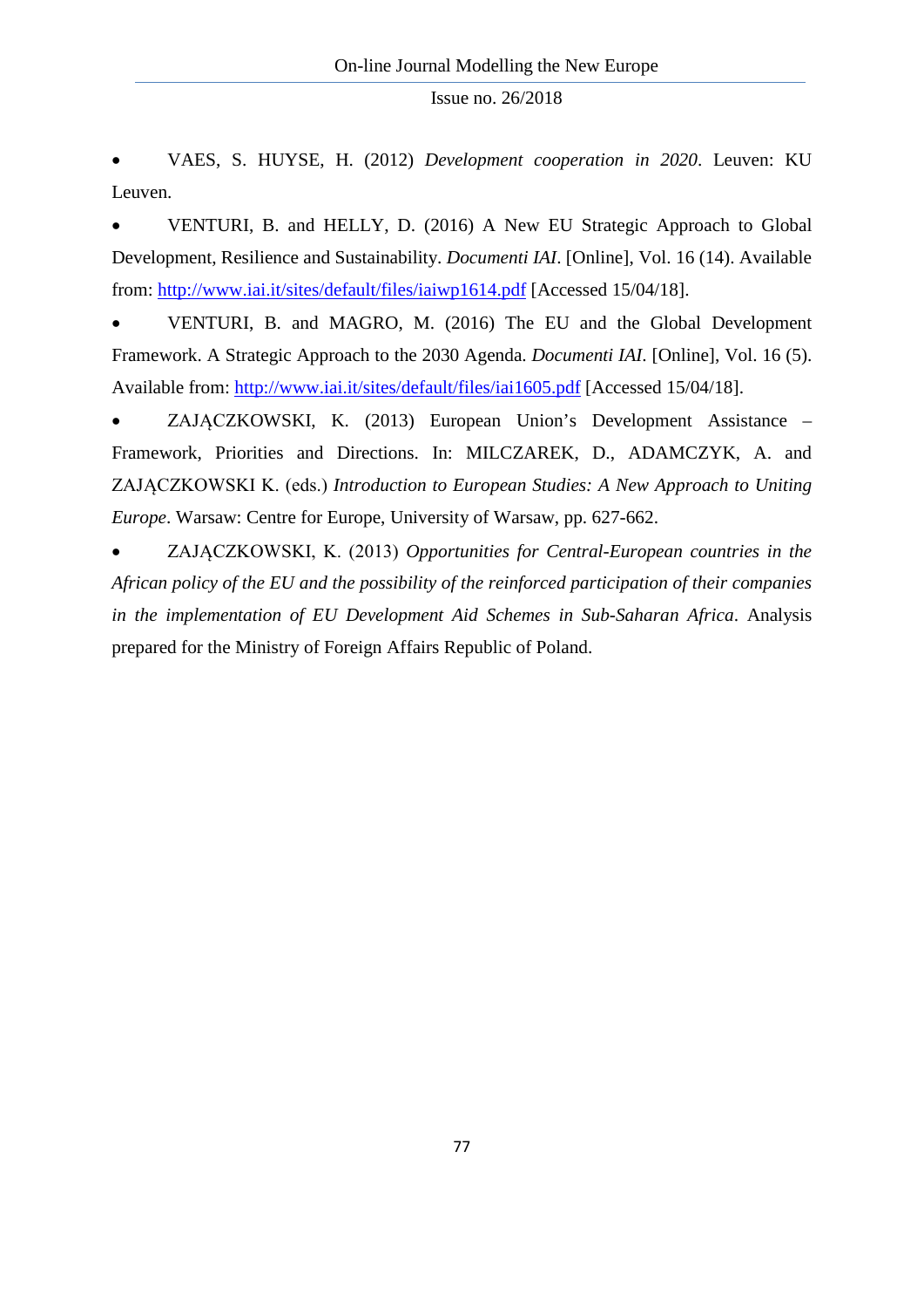- VAES, S. HUYSE, H. (2012) *Development cooperation in 2020*. Leuven: KU Leuven.
- VENTURI, B. and HELLY, D. (2016) A New EU Strategic Approach to Global Development, Resilience and Sustainability. *Documenti IAI*. [Online], Vol. 16 (14). Available from: http://www.iai.it/sites/default/files/iaiwp1614.pdf [Accessed 15/04/18].
- VENTURI, B. and MAGRO, M. (2016) The EU and the Global Development Framework. A Strategic Approach to the 2030 Agenda. *Documenti IAI*. [Online], Vol. 16 (5). Available from: http://www.iai.it/sites/default/files/iai1605.pdf [Accessed 15/04/18].
- ZAJĄCZKOWSKI, K. (2013) European Union's Development Assistance – Framework, Priorities and Directions. In: MILCZAREK, D., ADAMCZYK, A. and ZAJĄCZKOWSKI K. (eds.) *Introduction to European Studies: A New Approach to Uniting Europe*. Warsaw: Centre for Europe, University of Warsaw, pp. 627-662.
- ZAJĄCZKOWSKI, K. (2013) *Opportunities for Central-European countries in the African policy of the EU and the possibility of the reinforced participation of their companies in the implementation of EU Development Aid Schemes in Sub-Saharan Africa*. Analysis prepared for the Ministry of Foreign Affairs Republic of Poland.